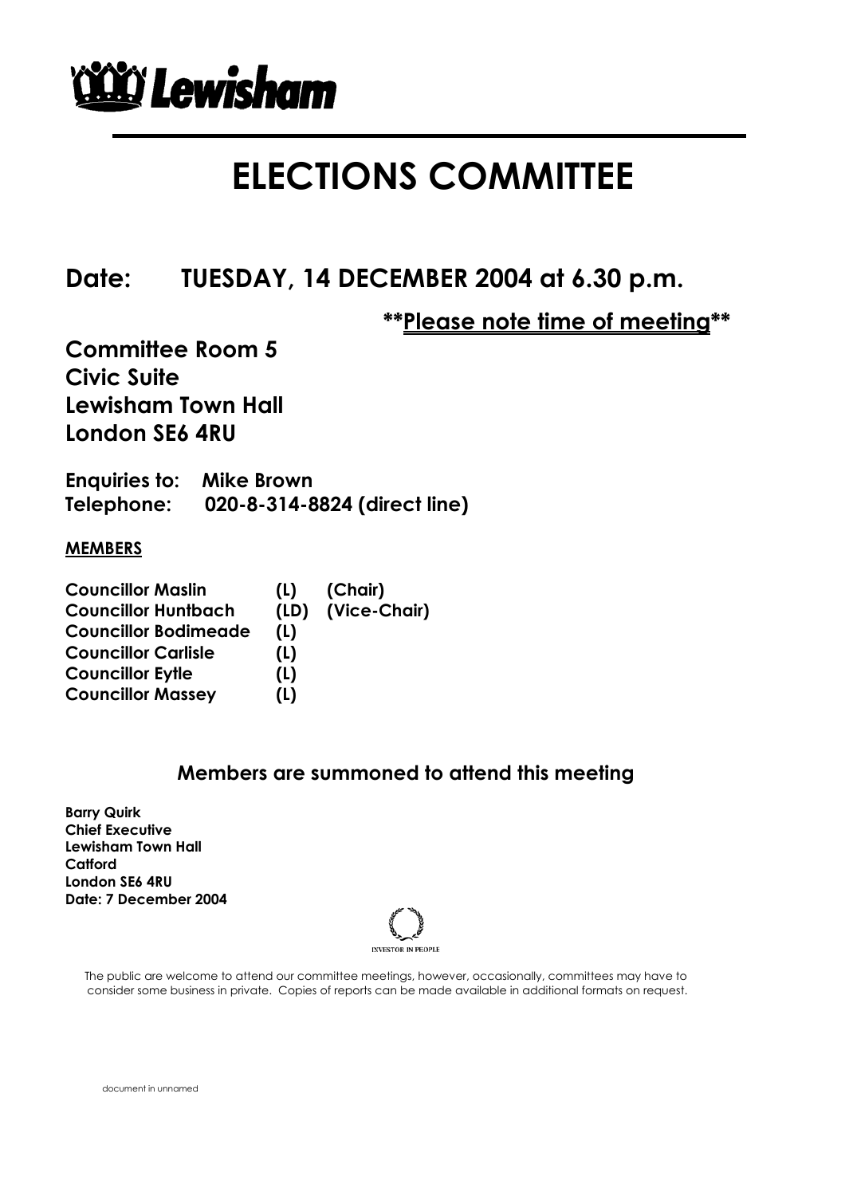Lewisham

# ELECTIONS COMMITTEE

## Date: TUESDAY, 14 DECEMBER 2004 at 6.30 p.m.

**\*\*Please note time of meeting\*\***

**Committee Room 5**
**Civic Suite**
**Lewisham Town Hall**
**London SE6 4RU**

**Enquiries to: Mike Brown**
**Telephone: 020-8-314-8824 (direct line)**

**MEMBERS**

| | | |
|---|---|---|
| **Councillor Maslin** | **(L)** | **(Chair)** |
| **Councillor Huntbach** | **(LD)** | **(Vice-Chair)** |
| **Councillor Bodimeade** | **(L)** | |
| **Councillor Carlisle** | **(L)** | |
| **Councillor Eytle** | **(L)** | |
| **Councillor Massey** | **(L)** | |

### Members are summoned to attend this meeting

**Barry Quirk**
**Chief Executive**
**Lewisham Town Hall**
**Catford**
**London SE6 4RU**
**Date: 7 December 2004**

INVESTOR IN PEOPLE

The public are welcome to attend our committee meetings, however, occasionally, committees may have to consider some business in private. Copies of reports can be made available in additional formats on request.

document in unnamed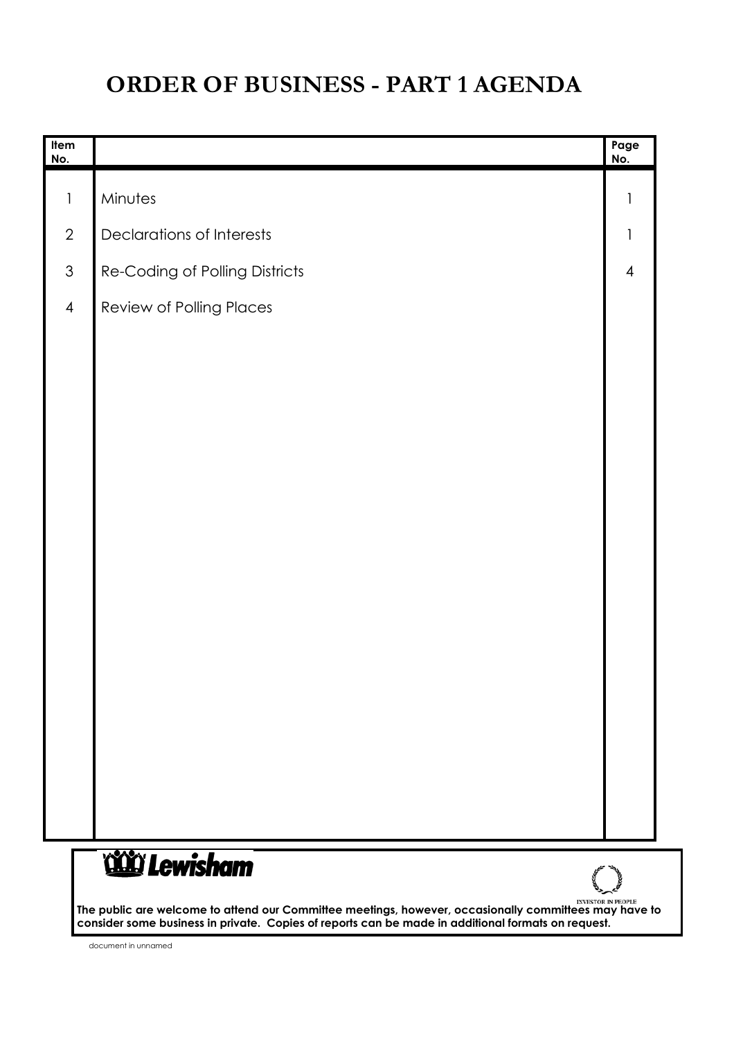# ORDER OF BUSINESS - PART 1 AGENDA

| Item No. | | Page No. |
|---|---|---|
| 1 | Minutes | 1 |
| 2 | Declarations of Interests | 1 |
| 3 | Re-Coding of Polling Districts | 4 |
| 4 | Review of Polling Places | |

**Lewisham**

INVESTOR IN PEOPLE

**The public are welcome to attend our Committee meetings, however, occasionally committees may have to consider some business in private. Copies of reports can be made in additional formats on request.**

document in unnamed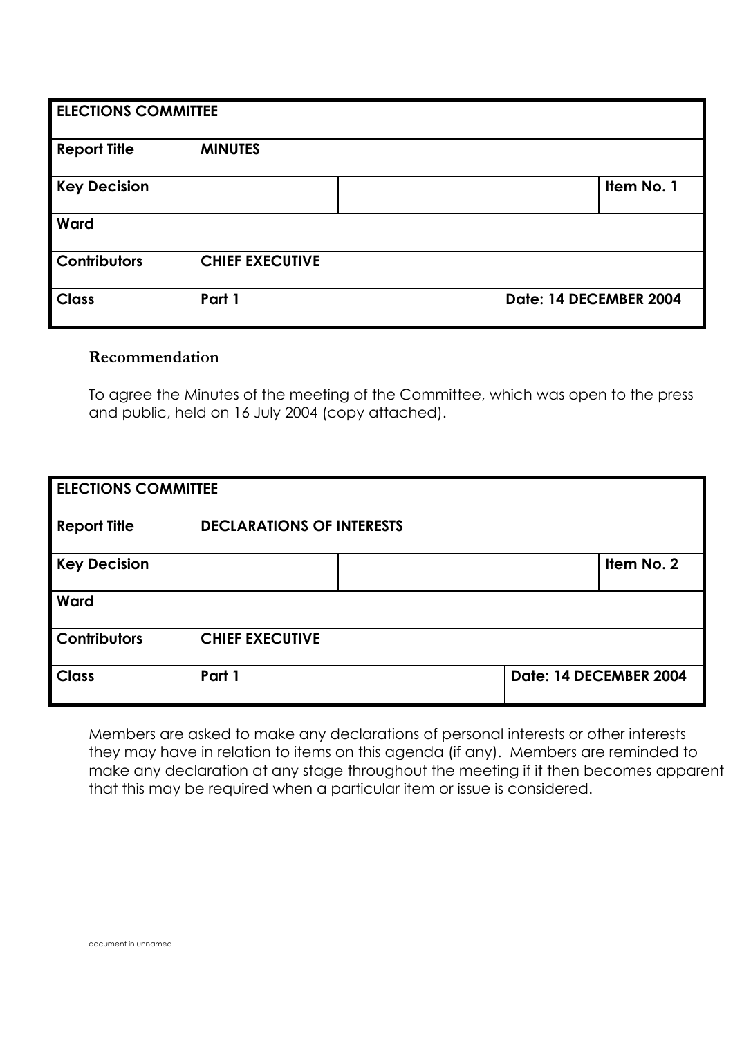| ELECTIONS COMMITTEE | | | |
|---|---|---|---|
| **Report Title** | **MINUTES** | | |
| **Key Decision** | | | **Item No. 1** |
| **Ward** | | | |
| **Contributors** | **CHIEF EXECUTIVE** | | |
| **Class** | **Part 1** | **Date: 14 DECEMBER 2004** | |

**Recommendation**

To agree the Minutes of the meeting of the Committee, which was open to the press and public, held on 16 July 2004 (copy attached).

| ELECTIONS COMMITTEE | | | |
|---|---|---|---|
| **Report Title** | **DECLARATIONS OF INTERESTS** | | |
| **Key Decision** | | | **Item No. 2** |
| **Ward** | | | |
| **Contributors** | **CHIEF EXECUTIVE** | | |
| **Class** | **Part 1** | **Date: 14 DECEMBER 2004** | |

Members are asked to make any declarations of personal interests or other interests they may have in relation to items on this agenda (if any). Members are reminded to make any declaration at any stage throughout the meeting if it then becomes apparent that this may be required when a particular item or issue is considered.

document in unnamed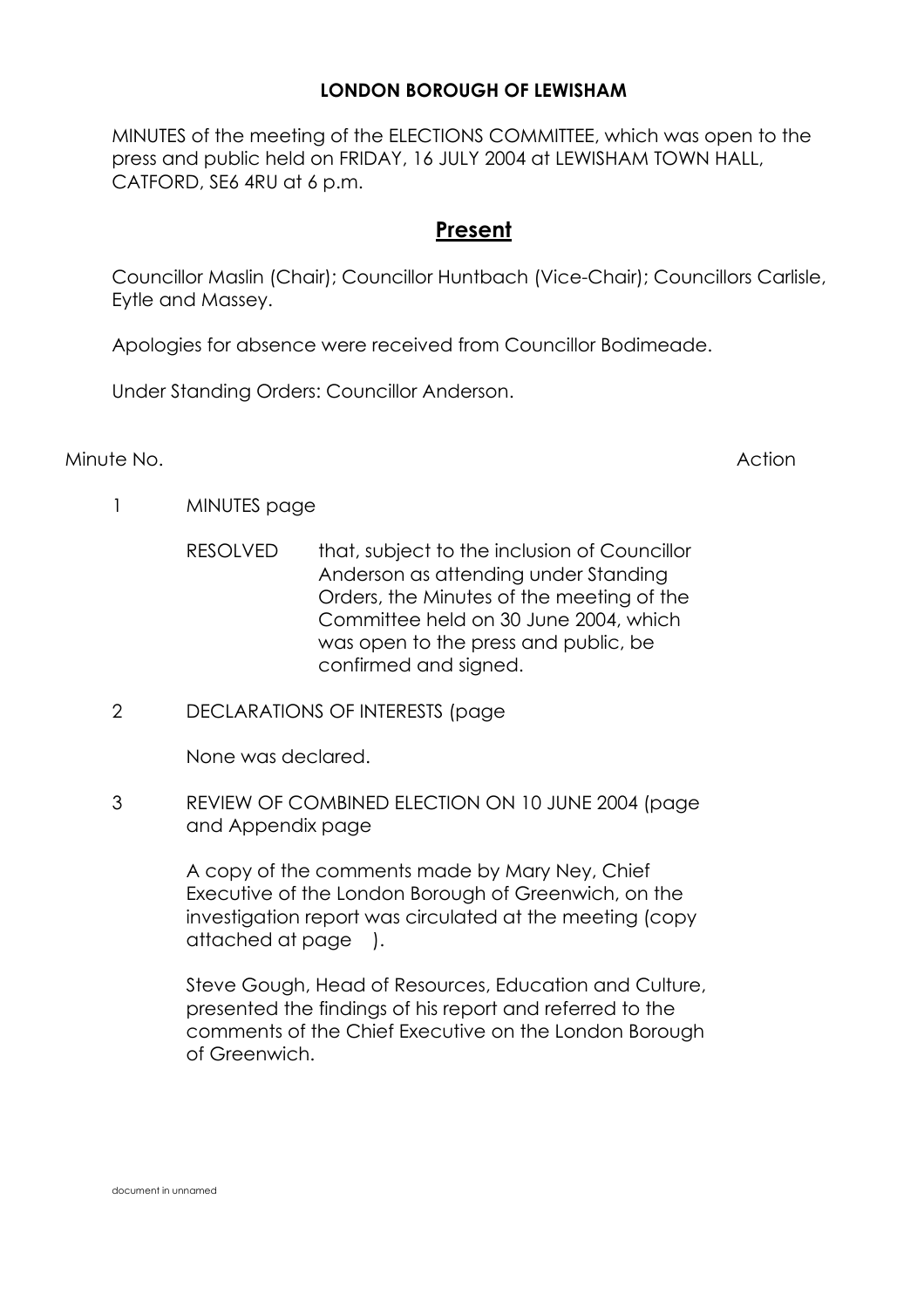**LONDON BOROUGH OF LEWISHAM**

MINUTES of the meeting of the ELECTIONS COMMITTEE, which was open to the press and public held on FRIDAY, 16 JULY 2004 at LEWISHAM TOWN HALL, CATFORD, SE6 4RU at 6 p.m.

## Present

Councillor Maslin (Chair); Councillor Huntbach (Vice-Chair); Councillors Carlisle, Eytle and Massey.

Apologies for absence were received from Councillor Bodimeade.

Under Standing Orders: Councillor Anderson.

Minute No. Action

1 MINUTES page

RESOLVED that, subject to the inclusion of Councillor Anderson as attending under Standing Orders, the Minutes of the meeting of the Committee held on 30 June 2004, which was open to the press and public, be confirmed and signed.

2 DECLARATIONS OF INTERESTS (page

None was declared.

3 REVIEW OF COMBINED ELECTION ON 10 JUNE 2004 (page and Appendix page

A copy of the comments made by Mary Ney, Chief Executive of the London Borough of Greenwich, on the investigation report was circulated at the meeting (copy attached at page ).

Steve Gough, Head of Resources, Education and Culture, presented the findings of his report and referred to the comments of the Chief Executive on the London Borough of Greenwich.

document in unnamed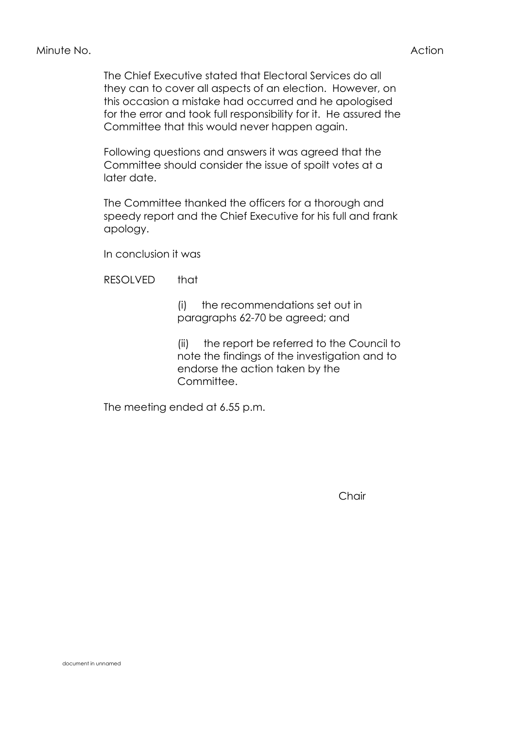Minute No. Action

The Chief Executive stated that Electoral Services do all they can to cover all aspects of an election. However, on this occasion a mistake had occurred and he apologised for the error and took full responsibility for it. He assured the Committee that this would never happen again.

Following questions and answers it was agreed that the Committee should consider the issue of spoilt votes at a later date.

The Committee thanked the officers for a thorough and speedy report and the Chief Executive for his full and frank apology.

In conclusion it was

RESOLVED that

(i) the recommendations set out in paragraphs 62-70 be agreed; and

(ii) the report be referred to the Council to note the findings of the investigation and to endorse the action taken by the Committee.

The meeting ended at 6.55 p.m.

Chair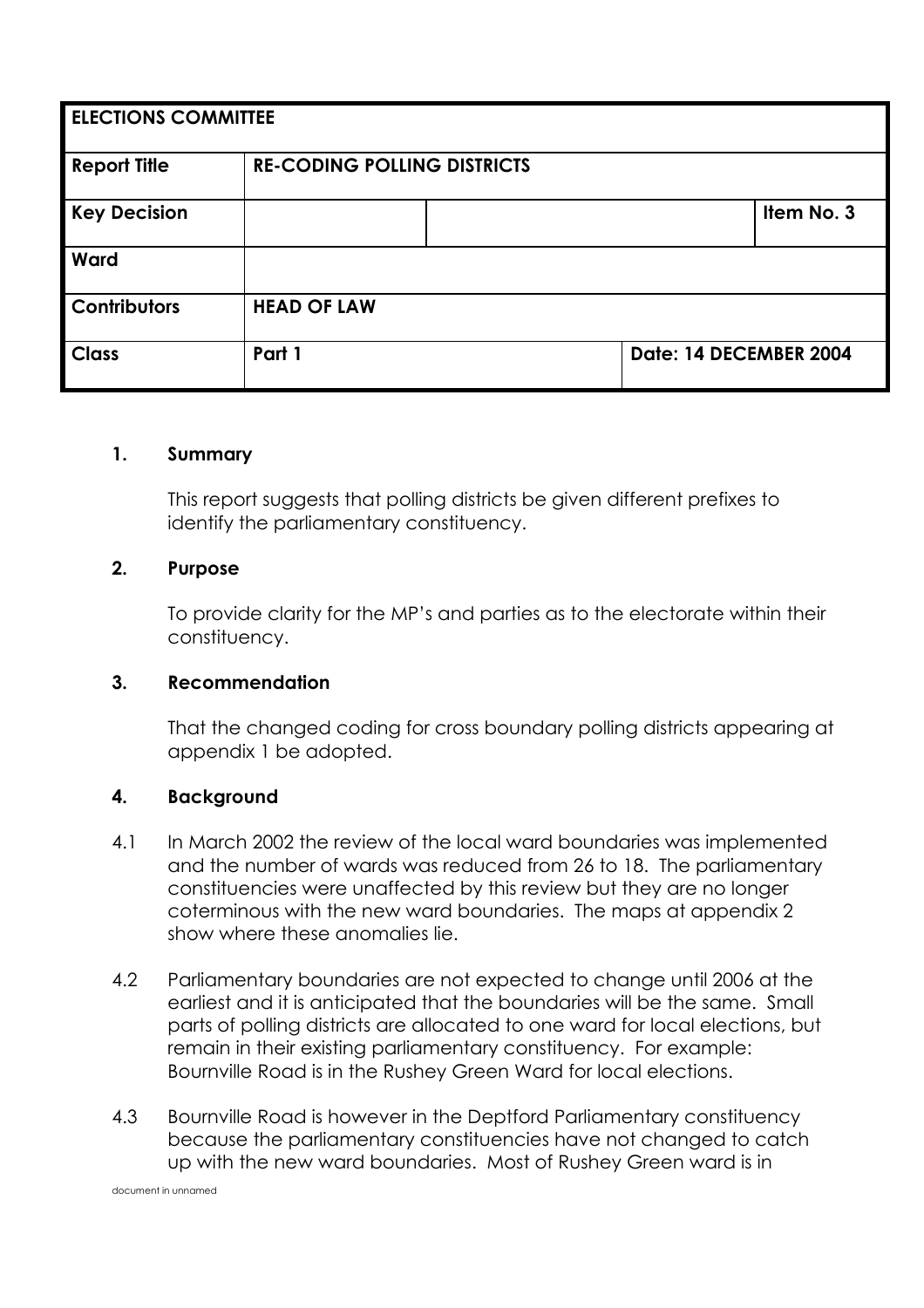| ELECTIONS COMMITTEE | | | |
|---|---|---|---|
| **Report Title** | **RE-CODING POLLING DISTRICTS** | | |
| **Key Decision** | | | **Item No. 3** |
| **Ward** | | | |
| **Contributors** | **HEAD OF LAW** | | |
| **Class** | **Part 1** | | **Date: 14 DECEMBER 2004** |

**1. Summary**

This report suggests that polling districts be given different prefixes to identify the parliamentary constituency.

**2. Purpose**

To provide clarity for the MP's and parties as to the electorate within their constituency.

**3. Recommendation**

That the changed coding for cross boundary polling districts appearing at appendix 1 be adopted.

**4. Background**

4.1 In March 2002 the review of the local ward boundaries was implemented and the number of wards was reduced from 26 to 18. The parliamentary constituencies were unaffected by this review but they are no longer coterminous with the new ward boundaries. The maps at appendix 2 show where these anomalies lie.

4.2 Parliamentary boundaries are not expected to change until 2006 at the earliest and it is anticipated that the boundaries will be the same. Small parts of polling districts are allocated to one ward for local elections, but remain in their existing parliamentary constituency. For example: Bournville Road is in the Rushey Green Ward for local elections.

4.3 Bournville Road is however in the Deptford Parliamentary constituency because the parliamentary constituencies have not changed to catch up with the new ward boundaries. Most of Rushey Green ward is in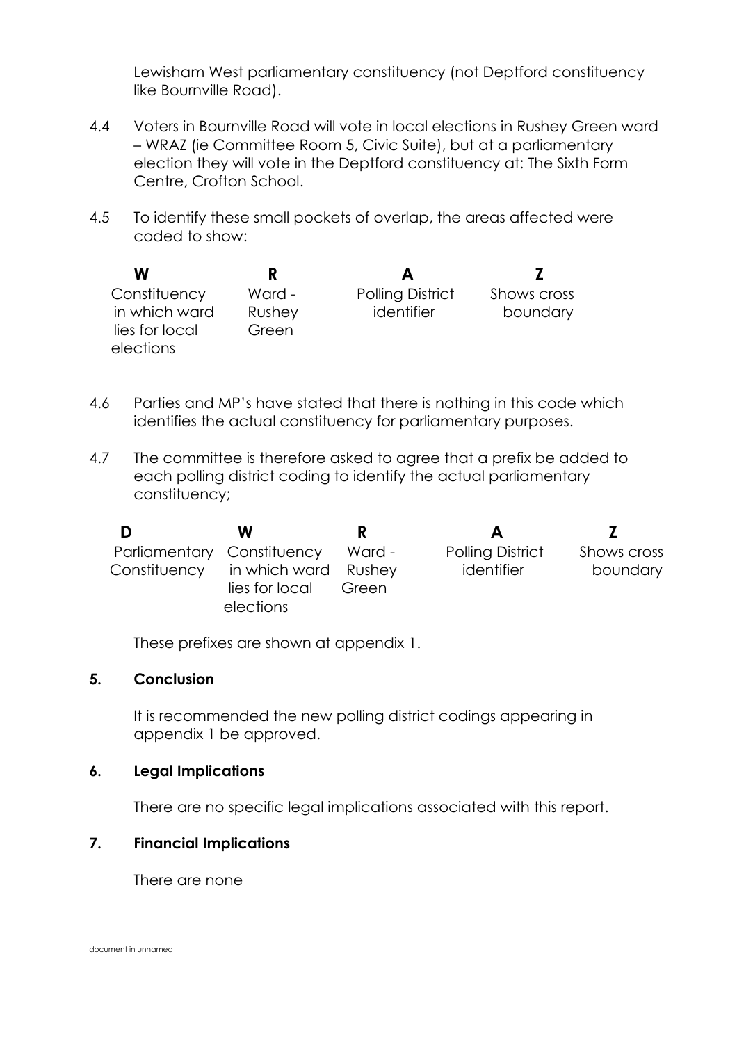Lewisham West parliamentary constituency (not Deptford constituency like Bournville Road).

4.4 Voters in Bournville Road will vote in local elections in Rushey Green ward – WRAZ (ie Committee Room 5, Civic Suite), but at a parliamentary election they will vote in the Deptford constituency at: The Sixth Form Centre, Crofton School.

4.5 To identify these small pockets of overlap, the areas affected were coded to show:

| **W** | **R** | **A** | **Z** |
|---|---|---|---|
| Constituency in which ward lies for local elections | Ward - Rushey Green | Polling District identifier | Shows cross boundary |

4.6 Parties and MP's have stated that there is nothing in this code which identifies the actual constituency for parliamentary purposes.

4.7 The committee is therefore asked to agree that a prefix be added to each polling district coding to identify the actual parliamentary constituency;

| **D** | **W** | **R** | **A** | **Z** |
|---|---|---|---|---|
| Parliamentary Constituency | Constituency in which ward lies for local elections | Ward - Rushey Green | Polling District identifier | Shows cross boundary |

These prefixes are shown at appendix 1.

**5. Conclusion**

It is recommended the new polling district codings appearing in appendix 1 be approved.

**6. Legal Implications**

There are no specific legal implications associated with this report.

**7. Financial Implications**

There are none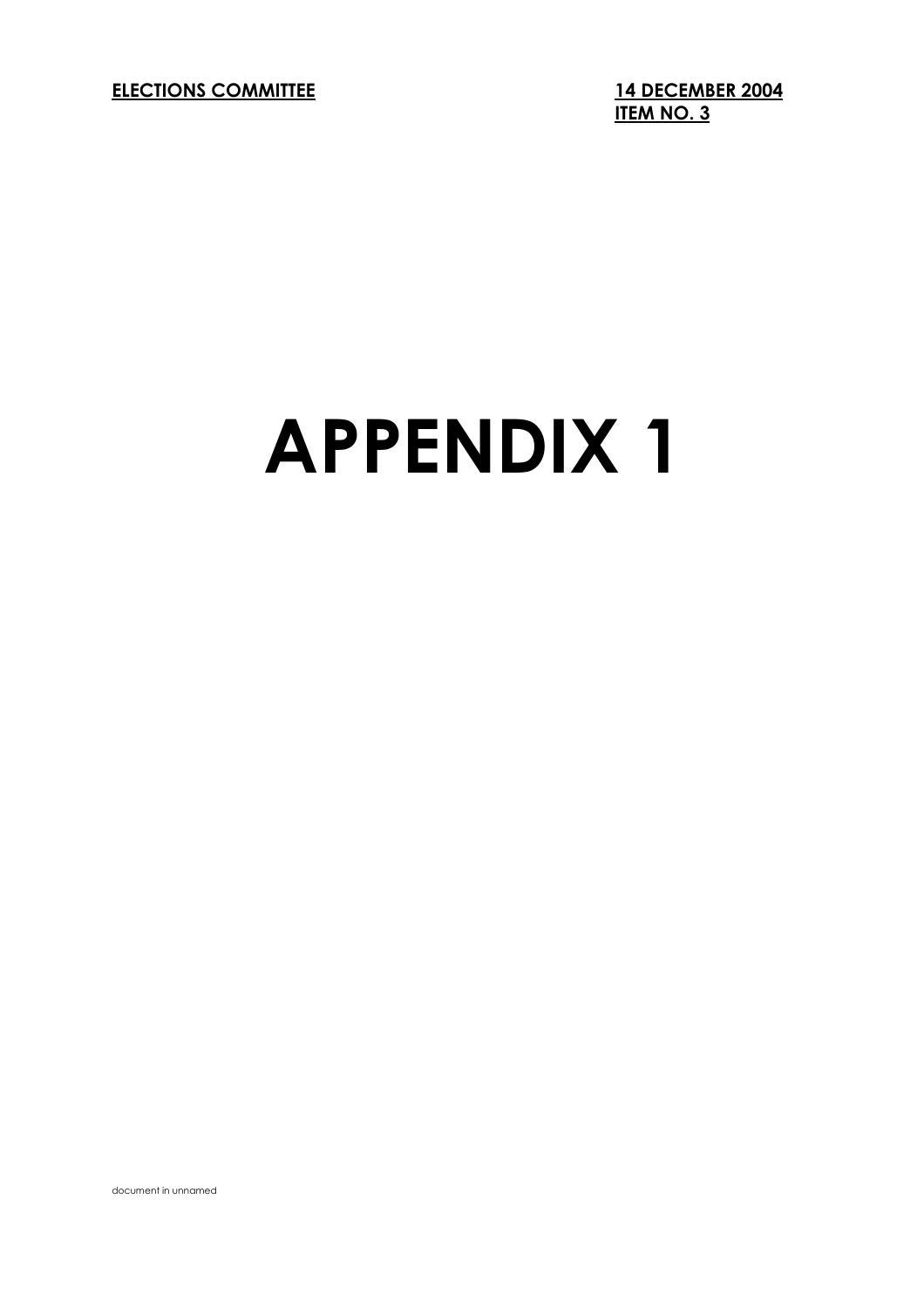**ELECTIONS COMMITTEE** **14 DECEMBER 2004**
**ITEM NO. 3**

# APPENDIX 1

document in unnamed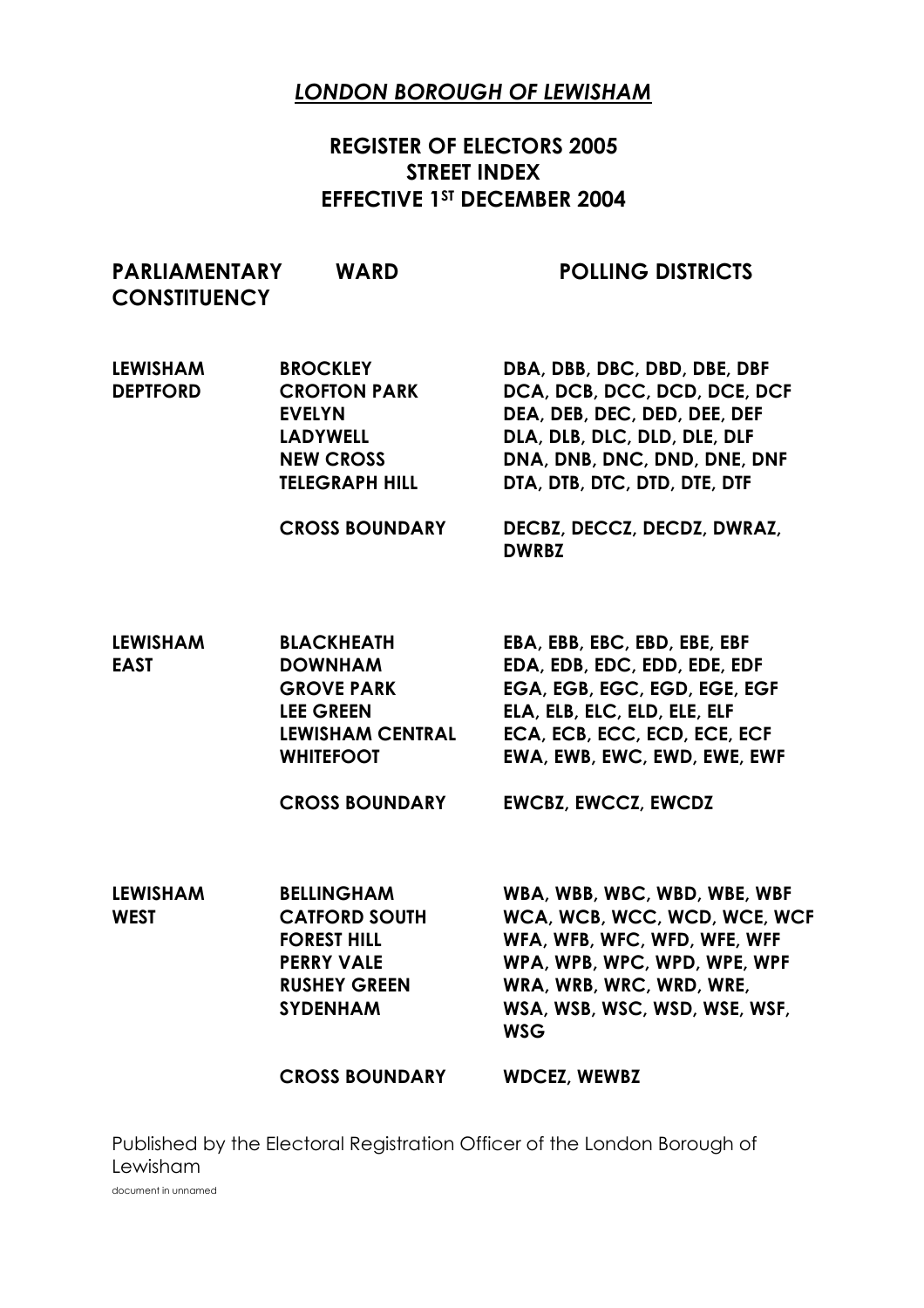# *LONDON BOROUGH OF LEWISHAM*

## REGISTER OF ELECTORS 2005
## STREET INDEX
## EFFECTIVE 1ST DECEMBER 2004

| PARLIAMENTARY CONSTITUENCY | WARD | POLLING DISTRICTS |
|---|---|---|
| **LEWISHAM DEPTFORD** | **BROCKLEY** | **DBA, DBB, DBC, DBD, DBE, DBF** |
| | **CROFTON PARK** | **DCA, DCB, DCC, DCD, DCE, DCF** |
| | **EVELYN** | **DEA, DEB, DEC, DED, DEE, DEF** |
| | **LADYWELL** | **DLA, DLB, DLC, DLD, DLE, DLF** |
| | **NEW CROSS** | **DNA, DNB, DNC, DND, DNE, DNF** |
| | **TELEGRAPH HILL** | **DTA, DTB, DTC, DTD, DTE, DTF** |
| | **CROSS BOUNDARY** | **DECBZ, DECCZ, DECDZ, DWRAZ, DWRBZ** |
| **LEWISHAM EAST** | **BLACKHEATH** | **EBA, EBB, EBC, EBD, EBE, EBF** |
| | **DOWNHAM** | **EDA, EDB, EDC, EDD, EDE, EDF** |
| | **GROVE PARK** | **EGA, EGB, EGC, EGD, EGE, EGF** |
| | **LEE GREEN** | **ELA, ELB, ELC, ELD, ELE, ELF** |
| | **LEWISHAM CENTRAL** | **ECA, ECB, ECC, ECD, ECE, ECF** |
| | **WHITEFOOT** | **EWA, EWB, EWC, EWD, EWE, EWF** |
| | **CROSS BOUNDARY** | **EWCBZ, EWCCZ, EWCDZ** |
| **LEWISHAM WEST** | **BELLINGHAM** | **WBA, WBB, WBC, WBD, WBE, WBF** |
| | **CATFORD SOUTH** | **WCA, WCB, WCC, WCD, WCE, WCF** |
| | **FOREST HILL** | **WFA, WFB, WFC, WFD, WFE, WFF** |
| | **PERRY VALE** | **WPA, WPB, WPC, WPD, WPE, WPF** |
| | **RUSHEY GREEN** | **WRA, WRB, WRC, WRD, WRE,** |
| | **SYDENHAM** | **WSA, WSB, WSC, WSD, WSE, WSF, WSG** |
| | **CROSS BOUNDARY** | **WDCEZ, WEWBZ** |

Published by the Electoral Registration Officer of the London Borough of Lewisham

document in unnamed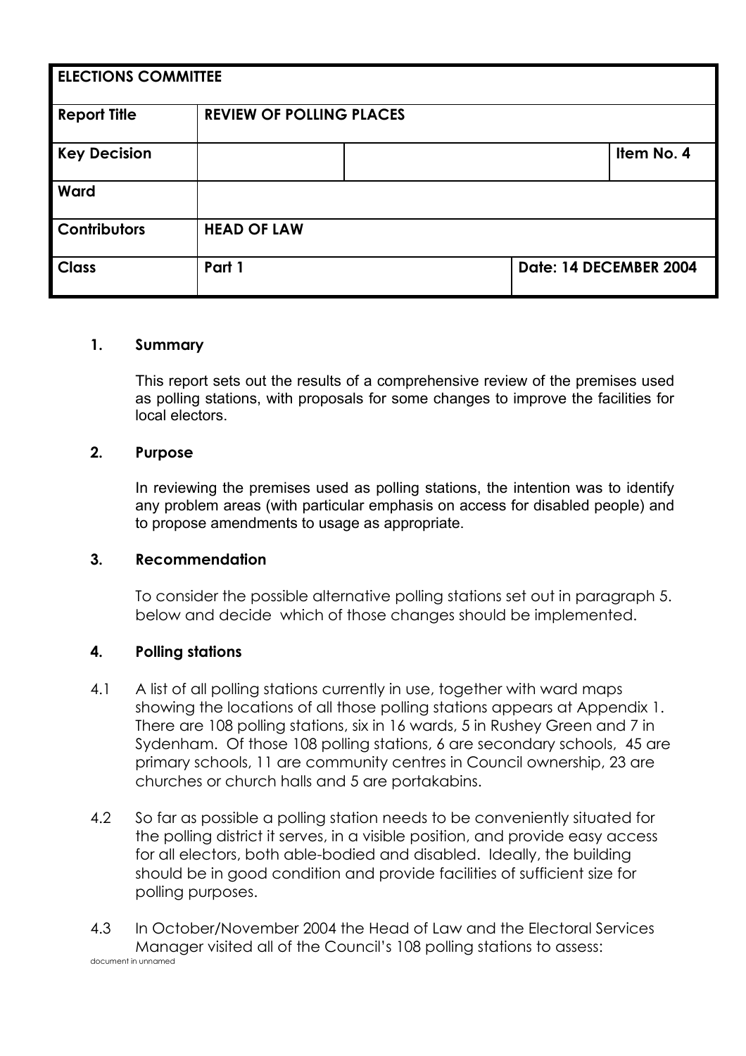| ELECTIONS COMMITTEE | | | |
|---|---|---|---|
| **Report Title** | **REVIEW OF POLLING PLACES** | | |
| **Key Decision** | | | **Item No. 4** |
| **Ward** | | | |
| **Contributors** | **HEAD OF LAW** | | |
| **Class** | **Part 1** | | **Date: 14 DECEMBER 2004** |

## 1. Summary

This report sets out the results of a comprehensive review of the premises used as polling stations, with proposals for some changes to improve the facilities for local electors.

## 2. Purpose

In reviewing the premises used as polling stations, the intention was to identify any problem areas (with particular emphasis on access for disabled people) and to propose amendments to usage as appropriate.

## 3. Recommendation

To consider the possible alternative polling stations set out in paragraph 5. below and decide which of those changes should be implemented.

## 4. Polling stations

4.1 A list of all polling stations currently in use, together with ward maps showing the locations of all those polling stations appears at Appendix 1. There are 108 polling stations, six in 16 wards, 5 in Rushey Green and 7 in Sydenham. Of those 108 polling stations, 6 are secondary schools, 45 are primary schools, 11 are community centres in Council ownership, 23 are churches or church halls and 5 are portakabins.

4.2 So far as possible a polling station needs to be conveniently situated for the polling district it serves, in a visible position, and provide easy access for all electors, both able-bodied and disabled. Ideally, the building should be in good condition and provide facilities of sufficient size for polling purposes.

4.3 In October/November 2004 the Head of Law and the Electoral Services Manager visited all of the Council's 108 polling stations to assess: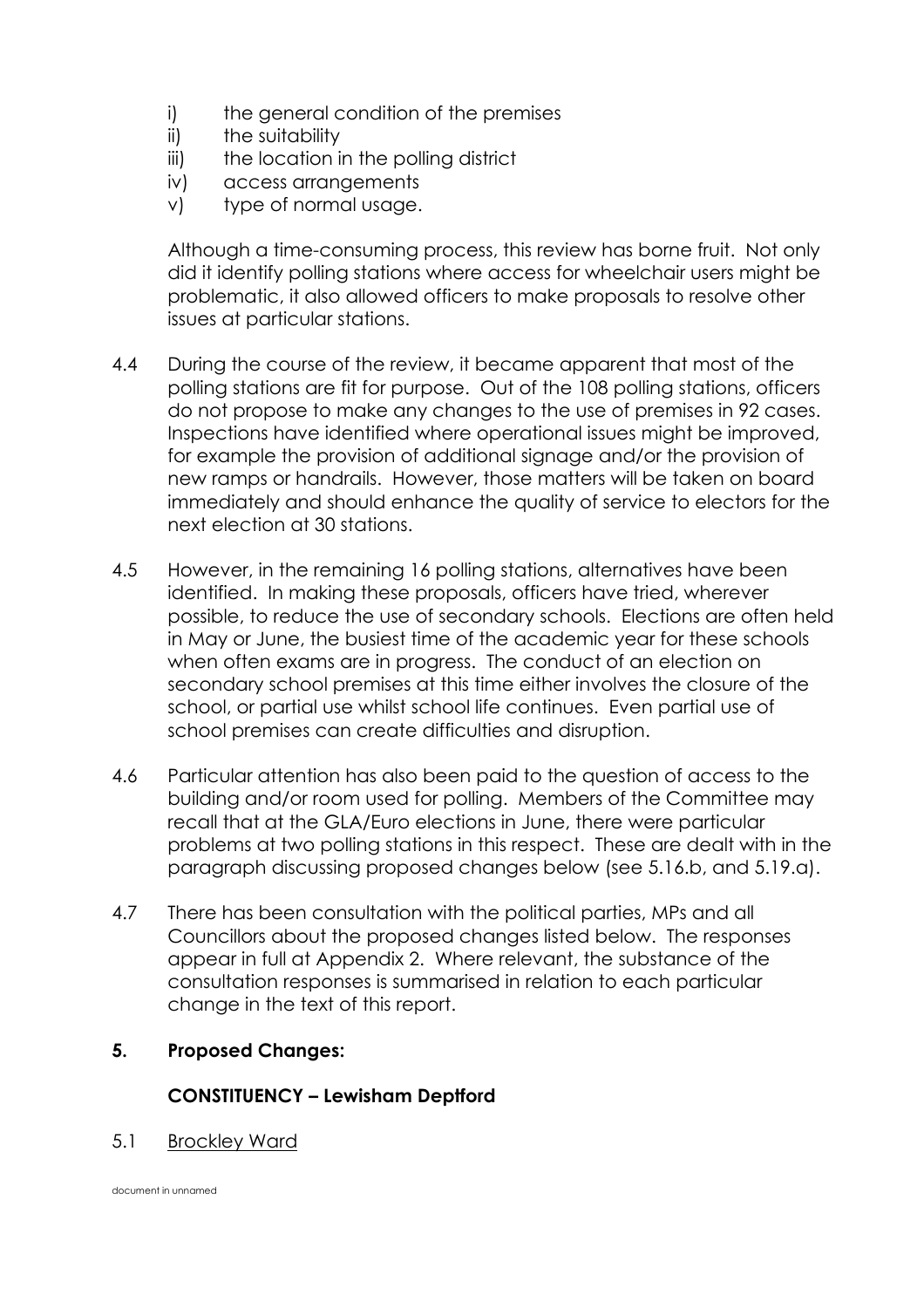i) the general condition of the premises
ii) the suitability
iii) the location in the polling district
iv) access arrangements
v) type of normal usage.

Although a time-consuming process, this review has borne fruit. Not only did it identify polling stations where access for wheelchair users might be problematic, it also allowed officers to make proposals to resolve other issues at particular stations.

4.4 During the course of the review, it became apparent that most of the polling stations are fit for purpose. Out of the 108 polling stations, officers do not propose to make any changes to the use of premises in 92 cases. Inspections have identified where operational issues might be improved, for example the provision of additional signage and/or the provision of new ramps or handrails. However, those matters will be taken on board immediately and should enhance the quality of service to electors for the next election at 30 stations.

4.5 However, in the remaining 16 polling stations, alternatives have been identified. In making these proposals, officers have tried, wherever possible, to reduce the use of secondary schools. Elections are often held in May or June, the busiest time of the academic year for these schools when often exams are in progress. The conduct of an election on secondary school premises at this time either involves the closure of the school, or partial use whilst school life continues. Even partial use of school premises can create difficulties and disruption.

4.6 Particular attention has also been paid to the question of access to the building and/or room used for polling. Members of the Committee may recall that at the GLA/Euro elections in June, there were particular problems at two polling stations in this respect. These are dealt with in the paragraph discussing proposed changes below (see 5.16.b, and 5.19.a).

4.7 There has been consultation with the political parties, MPs and all Councillors about the proposed changes listed below. The responses appear in full at Appendix 2. Where relevant, the substance of the consultation responses is summarised in relation to each particular change in the text of this report.

## 5. Proposed Changes:

### CONSTITUENCY – Lewisham Deptford

5.1 Brockley Ward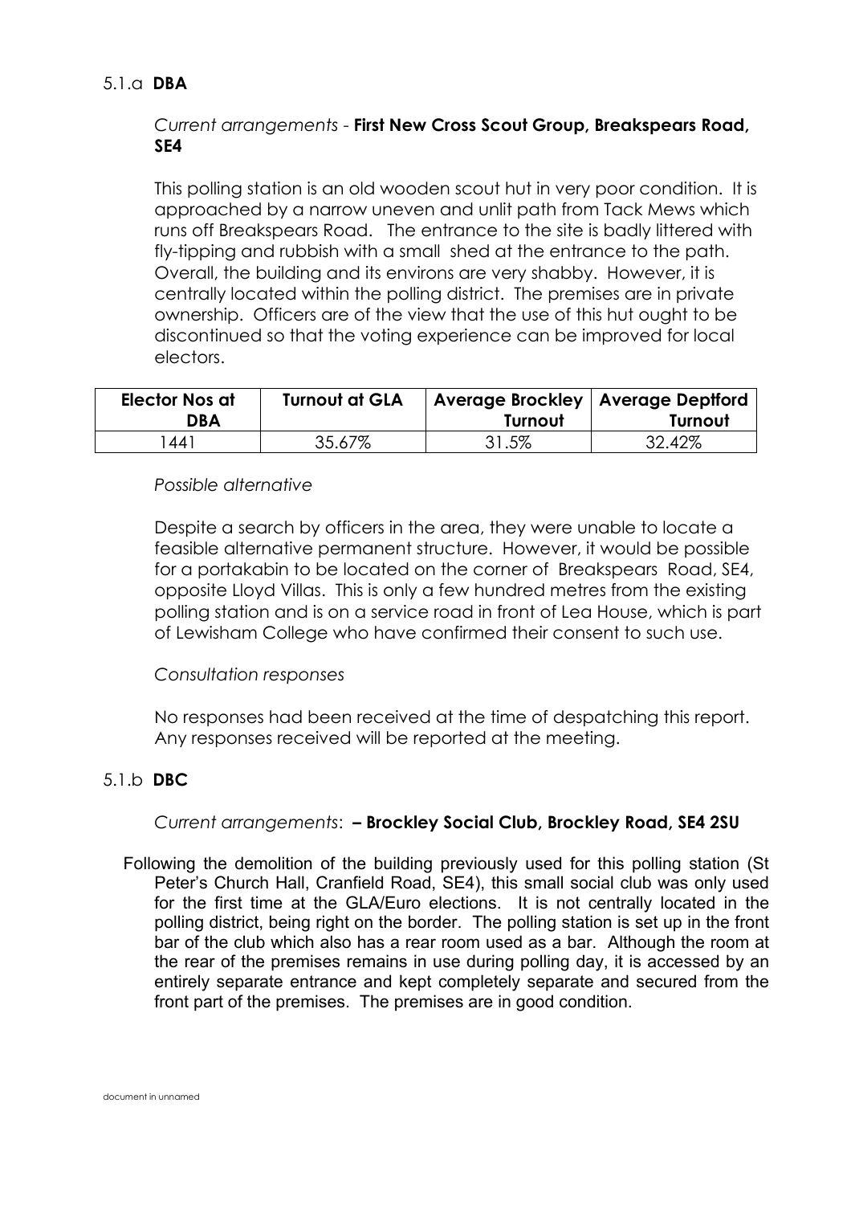5.1.a **DBA**

*Current arrangements* - **First New Cross Scout Group, Breakspears Road, SE4**

This polling station is an old wooden scout hut in very poor condition. It is approached by a narrow uneven and unlit path from Tack Mews which runs off Breakspears Road. The entrance to the site is badly littered with fly-tipping and rubbish with a small shed at the entrance to the path. Overall, the building and its environs are very shabby. However, it is centrally located within the polling district. The premises are in private ownership. Officers are of the view that the use of this hut ought to be discontinued so that the voting experience can be improved for local electors.

| Elector Nos at DBA | Turnout at GLA | Average Brockley Turnout | Average Deptford Turnout |
|---|---|---|---|
| 1441 | 35.67% | 31.5% | 32.42% |

*Possible alternative*

Despite a search by officers in the area, they were unable to locate a feasible alternative permanent structure. However, it would be possible for a portakabin to be located on the corner of Breakspears Road, SE4, opposite Lloyd Villas. This is only a few hundred metres from the existing polling station and is on a service road in front of Lea House, which is part of Lewisham College who have confirmed their consent to such use.

*Consultation responses*

No responses had been received at the time of despatching this report. Any responses received will be reported at the meeting.

5.1.b **DBC**

*Current arrangements*: **– Brockley Social Club, Brockley Road, SE4 2SU**

Following the demolition of the building previously used for this polling station (St Peter's Church Hall, Cranfield Road, SE4), this small social club was only used for the first time at the GLA/Euro elections. It is not centrally located in the polling district, being right on the border. The polling station is set up in the front bar of the club which also has a rear room used as a bar. Although the room at the rear of the premises remains in use during polling day, it is accessed by an entirely separate entrance and kept completely separate and secured from the front part of the premises. The premises are in good condition.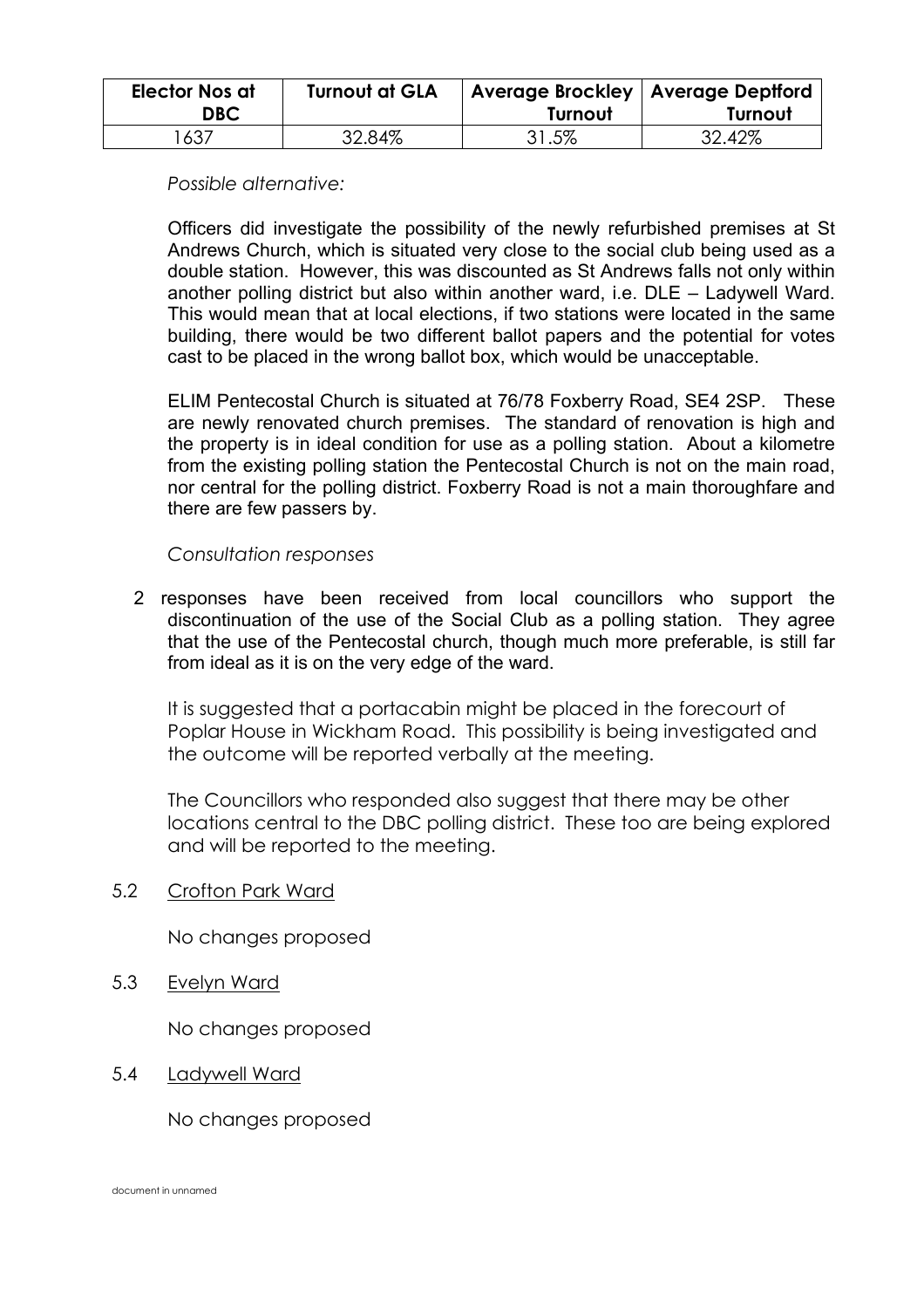| Elector Nos at DBC | Turnout at GLA | Average Brockley Turnout | Average Deptford Turnout |
|---|---|---|---|
| 1637 | 32.84% | 31.5% | 32.42% |

*Possible alternative:*

Officers did investigate the possibility of the newly refurbished premises at St Andrews Church, which is situated very close to the social club being used as a double station. However, this was discounted as St Andrews falls not only within another polling district but also within another ward, i.e. DLE – Ladywell Ward. This would mean that at local elections, if two stations were located in the same building, there would be two different ballot papers and the potential for votes cast to be placed in the wrong ballot box, which would be unacceptable.

ELIM Pentecostal Church is situated at 76/78 Foxberry Road, SE4 2SP. These are newly renovated church premises. The standard of renovation is high and the property is in ideal condition for use as a polling station. About a kilometre from the existing polling station the Pentecostal Church is not on the main road, nor central for the polling district. Foxberry Road is not a main thoroughfare and there are few passers by.

*Consultation responses*

2 responses have been received from local councillors who support the discontinuation of the use of the Social Club as a polling station. They agree that the use of the Pentecostal church, though much more preferable, is still far from ideal as it is on the very edge of the ward.

It is suggested that a portacabin might be placed in the forecourt of Poplar House in Wickham Road. This possibility is being investigated and the outcome will be reported verbally at the meeting.

The Councillors who responded also suggest that there may be other locations central to the DBC polling district. These too are being explored and will be reported to the meeting.

5.2 Crofton Park Ward

No changes proposed

5.3 Evelyn Ward

No changes proposed

5.4 Ladywell Ward

No changes proposed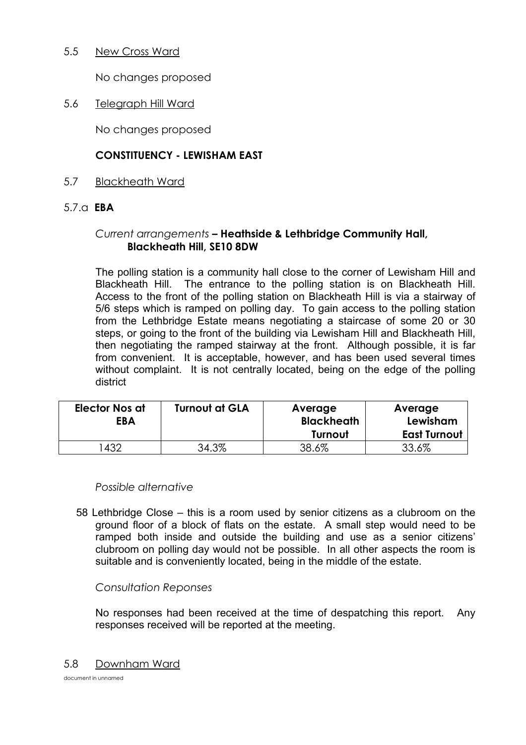5.5 New Cross Ward

No changes proposed

5.6 Telegraph Hill Ward

No changes proposed

**CONSTITUENCY - LEWISHAM EAST**

5.7 Blackheath Ward

5.7.a **EBA**

*Current arrangements* **– Heathside & Lethbridge Community Hall, Blackheath Hill, SE10 8DW**

The polling station is a community hall close to the corner of Lewisham Hill and Blackheath Hill. The entrance to the polling station is on Blackheath Hill. Access to the front of the polling station on Blackheath Hill is via a stairway of 5/6 steps which is ramped on polling day. To gain access to the polling station from the Lethbridge Estate means negotiating a staircase of some 20 or 30 steps, or going to the front of the building via Lewisham Hill and Blackheath Hill, then negotiating the ramped stairway at the front. Although possible, it is far from convenient. It is acceptable, however, and has been used several times without complaint. It is not centrally located, being on the edge of the polling district

| Elector Nos at EBA | Turnout at GLA | Average Blackheath Turnout | Average Lewisham East Turnout |
|---|---|---|---|
| 1432 | 34.3% | 38.6% | 33.6% |

*Possible alternative*

58 Lethbridge Close – this is a room used by senior citizens as a clubroom on the ground floor of a block of flats on the estate. A small step would need to be ramped both inside and outside the building and use as a senior citizens' clubroom on polling day would not be possible. In all other aspects the room is suitable and is conveniently located, being in the middle of the estate.

*Consultation Reponses*

No responses had been received at the time of despatching this report. Any responses received will be reported at the meeting.

5.8 Downham Ward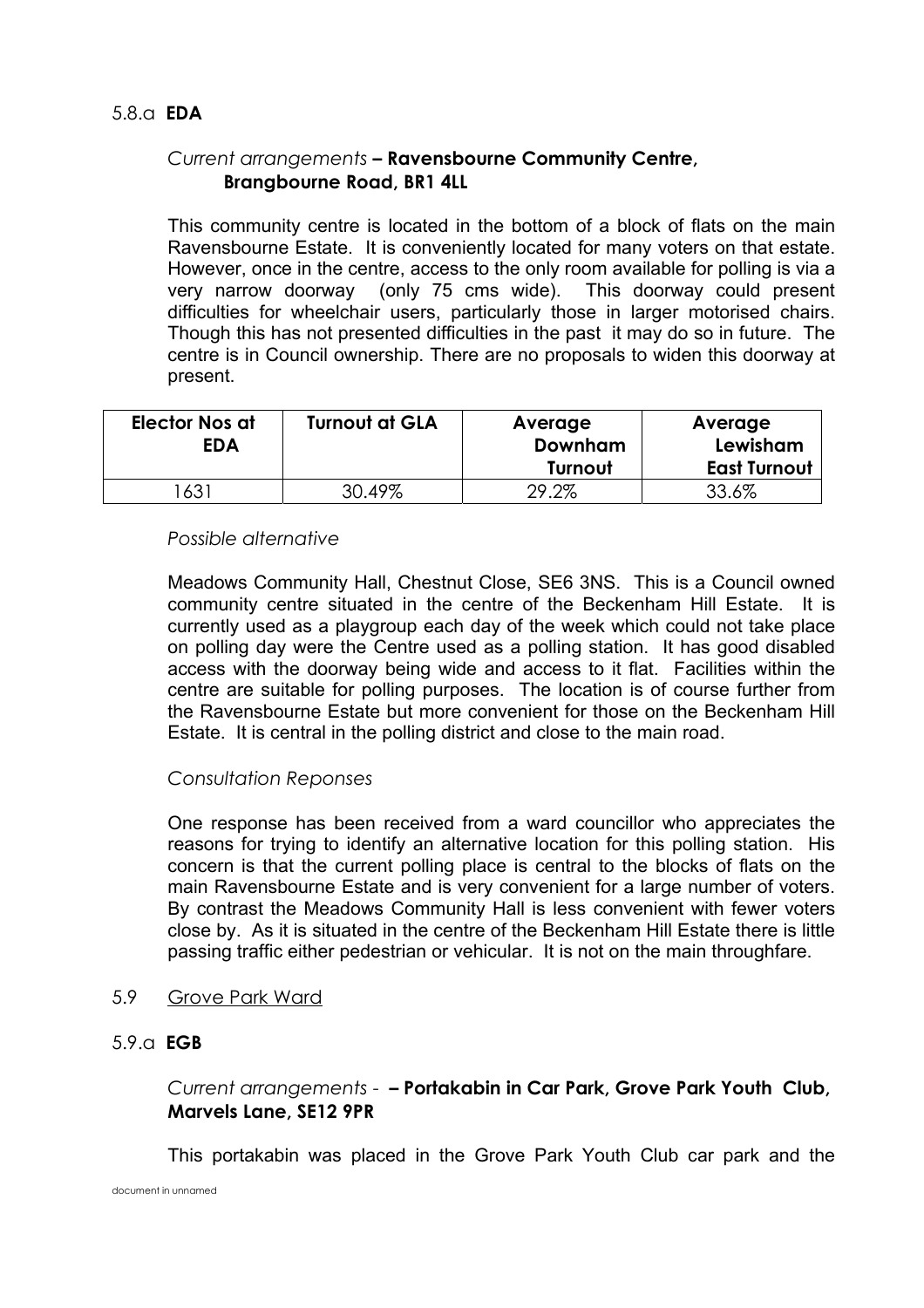5.8.a **EDA**

*Current arrangements* **– Ravensbourne Community Centre, Brangbourne Road, BR1 4LL**

This community centre is located in the bottom of a block of flats on the main Ravensbourne Estate. It is conveniently located for many voters on that estate. However, once in the centre, access to the only room available for polling is via a very narrow doorway (only 75 cms wide). This doorway could present difficulties for wheelchair users, particularly those in larger motorised chairs. Though this has not presented difficulties in the past it may do so in future. The centre is in Council ownership. There are no proposals to widen this doorway at present.

| Elector Nos at EDA | Turnout at GLA | Average Downham Turnout | Average Lewisham East Turnout |
|---|---|---|---|
| 1631 | 30.49% | 29.2% | 33.6% |

*Possible alternative*

Meadows Community Hall, Chestnut Close, SE6 3NS. This is a Council owned community centre situated in the centre of the Beckenham Hill Estate. It is currently used as a playgroup each day of the week which could not take place on polling day were the Centre used as a polling station. It has good disabled access with the doorway being wide and access to it flat. Facilities within the centre are suitable for polling purposes. The location is of course further from the Ravensbourne Estate but more convenient for those on the Beckenham Hill Estate. It is central in the polling district and close to the main road.

*Consultation Reponses*

One response has been received from a ward councillor who appreciates the reasons for trying to identify an alternative location for this polling station. His concern is that the current polling place is central to the blocks of flats on the main Ravensbourne Estate and is very convenient for a large number of voters. By contrast the Meadows Community Hall is less convenient with fewer voters close by. As it is situated in the centre of the Beckenham Hill Estate there is little passing traffic either pedestrian or vehicular. It is not on the main throughfare.

5.9 Grove Park Ward

5.9.a **EGB**

*Current arrangements -* **– Portakabin in Car Park, Grove Park Youth Club, Marvels Lane, SE12 9PR**

This portakabin was placed in the Grove Park Youth Club car park and the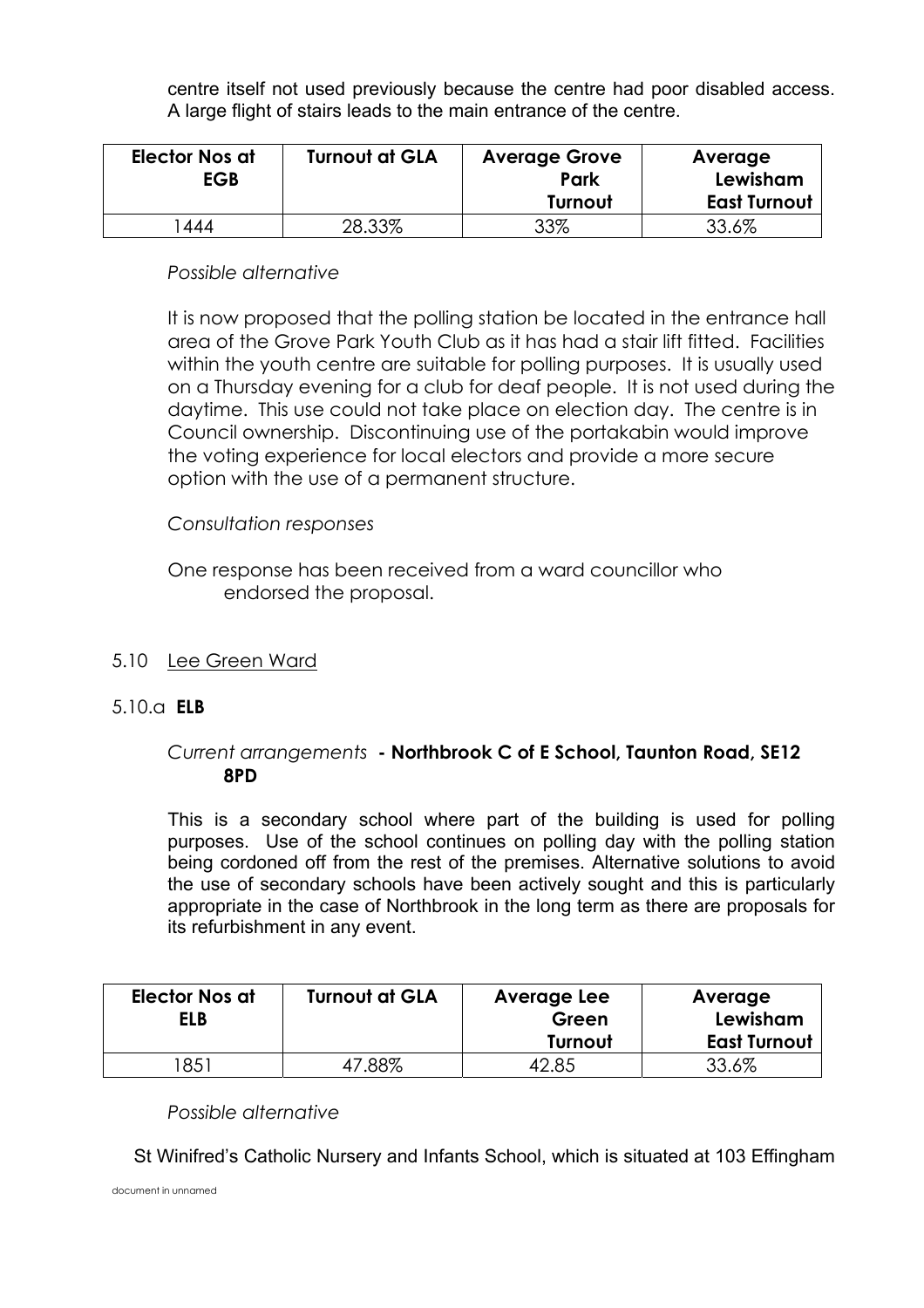centre itself not used previously because the centre had poor disabled access. A large flight of stairs leads to the main entrance of the centre.

| Elector Nos at EGB | Turnout at GLA | Average Grove Park Turnout | Average Lewisham East Turnout |
|---|---|---|---|
| 1444 | 28.33% | 33% | 33.6% |

*Possible alternative*

It is now proposed that the polling station be located in the entrance hall area of the Grove Park Youth Club as it has had a stair lift fitted. Facilities within the youth centre are suitable for polling purposes. It is usually used on a Thursday evening for a club for deaf people. It is not used during the daytime. This use could not take place on election day. The centre is in Council ownership. Discontinuing use of the portakabin would improve the voting experience for local electors and provide a more secure option with the use of a permanent structure.

*Consultation responses*

One response has been received from a ward councillor who endorsed the proposal.

5.10 <u>Lee Green Ward</u>

5.10.a **ELB**

*Current arrangements* **- Northbrook C of E School, Taunton Road, SE12 8PD**

This is a secondary school where part of the building is used for polling purposes. Use of the school continues on polling day with the polling station being cordoned off from the rest of the premises. Alternative solutions to avoid the use of secondary schools have been actively sought and this is particularly appropriate in the case of Northbrook in the long term as there are proposals for its refurbishment in any event.

| Elector Nos at ELB | Turnout at GLA | Average Lee Green Turnout | Average Lewisham East Turnout |
|---|---|---|---|
| 1851 | 47.88% | 42.85 | 33.6% |

*Possible alternative*

St Winifred's Catholic Nursery and Infants School, which is situated at 103 Effingham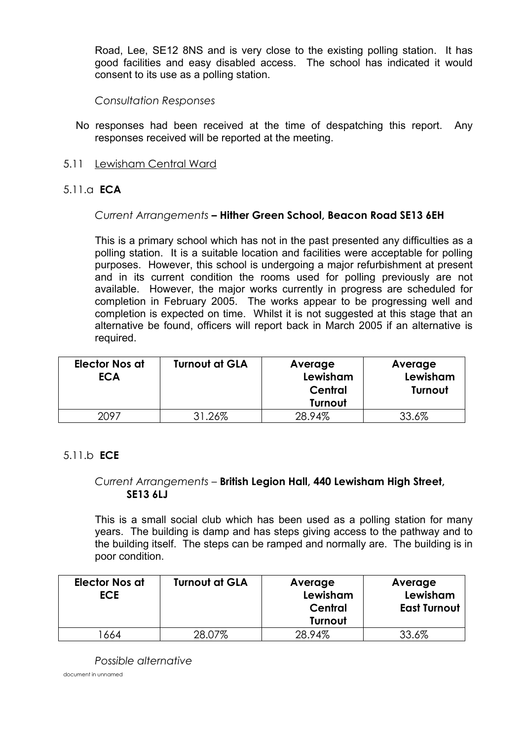Road, Lee, SE12 8NS and is very close to the existing polling station. It has good facilities and easy disabled access. The school has indicated it would consent to its use as a polling station.

*Consultation Responses*

No responses had been received at the time of despatching this report. Any responses received will be reported at the meeting.

5.11 Lewisham Central Ward

5.11.a **ECA**

*Current Arrangements* **– Hither Green School, Beacon Road SE13 6EH**

This is a primary school which has not in the past presented any difficulties as a polling station. It is a suitable location and facilities were acceptable for polling purposes. However, this school is undergoing a major refurbishment at present and in its current condition the rooms used for polling previously are not available. However, the major works currently in progress are scheduled for completion in February 2005. The works appear to be progressing well and completion is expected on time. Whilst it is not suggested at this stage that an alternative be found, officers will report back in March 2005 if an alternative is required.

| Elector Nos at ECA | Turnout at GLA | Average Lewisham Central Turnout | Average Lewisham Turnout |
|---|---|---|---|
| 2097 | 31.26% | 28.94% | 33.6% |

5.11.b **ECE**

*Current Arrangements* – **British Legion Hall, 440 Lewisham High Street, SE13 6LJ**

This is a small social club which has been used as a polling station for many years. The building is damp and has steps giving access to the pathway and to the building itself. The steps can be ramped and normally are. The building is in poor condition.

| Elector Nos at ECE | Turnout at GLA | Average Lewisham Central Turnout | Average Lewisham East Turnout |
|---|---|---|---|
| 1664 | 28.07% | 28.94% | 33.6% |

*Possible alternative*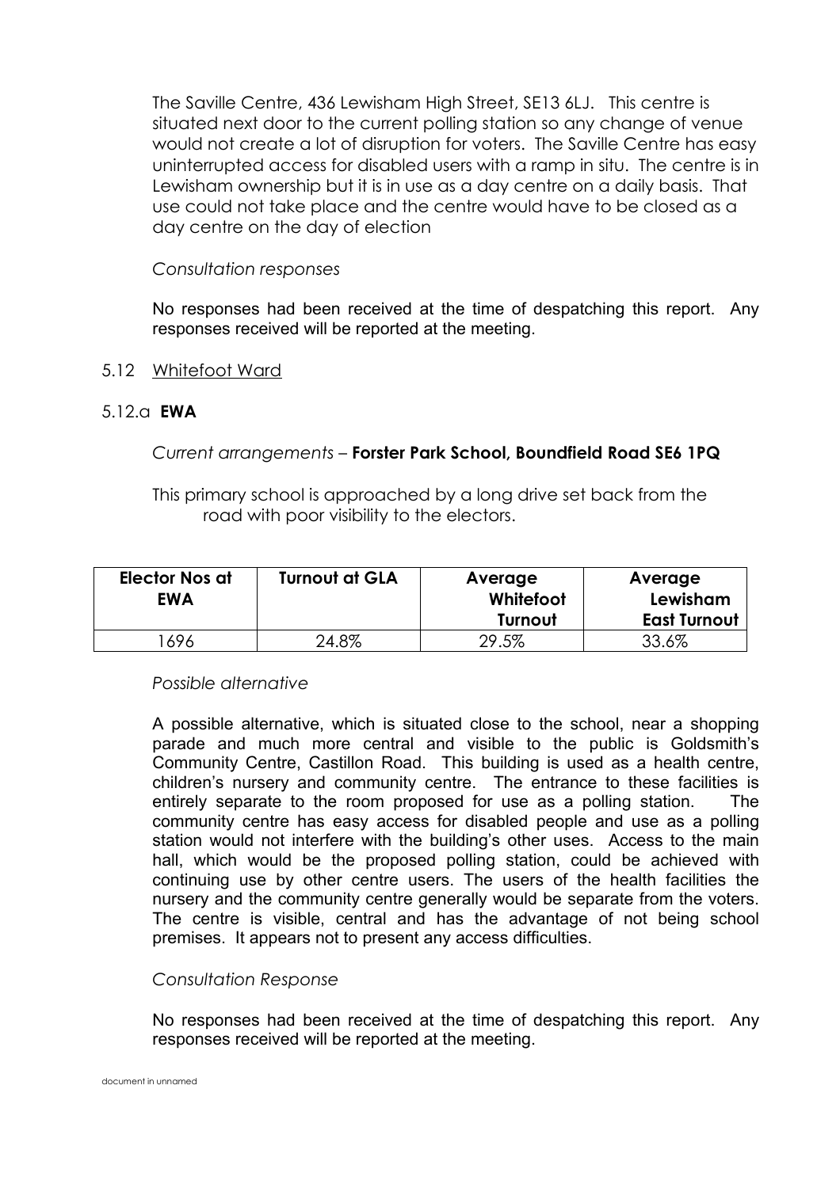The Saville Centre, 436 Lewisham High Street, SE13 6LJ. This centre is situated next door to the current polling station so any change of venue would not create a lot of disruption for voters. The Saville Centre has easy uninterrupted access for disabled users with a ramp in situ. The centre is in Lewisham ownership but it is in use as a day centre on a daily basis. That use could not take place and the centre would have to be closed as a day centre on the day of election

*Consultation responses*

No responses had been received at the time of despatching this report. Any responses received will be reported at the meeting.

5.12 Whitefoot Ward

5.12.a **EWA**

*Current arrangements* – **Forster Park School, Boundfield Road SE6 1PQ**

This primary school is approached by a long drive set back from the road with poor visibility to the electors.

| Elector Nos at EWA | Turnout at GLA | Average Whitefoot Turnout | Average Lewisham East Turnout |
|---|---|---|---|
| 1696 | 24.8% | 29.5% | 33.6% |

*Possible alternative*

A possible alternative, which is situated close to the school, near a shopping parade and much more central and visible to the public is Goldsmith's Community Centre, Castillon Road. This building is used as a health centre, children's nursery and community centre. The entrance to these facilities is entirely separate to the room proposed for use as a polling station. The community centre has easy access for disabled people and use as a polling station would not interfere with the building's other uses. Access to the main hall, which would be the proposed polling station, could be achieved with continuing use by other centre users. The users of the health facilities the nursery and the community centre generally would be separate from the voters. The centre is visible, central and has the advantage of not being school premises. It appears not to present any access difficulties.

*Consultation Response*

No responses had been received at the time of despatching this report. Any responses received will be reported at the meeting.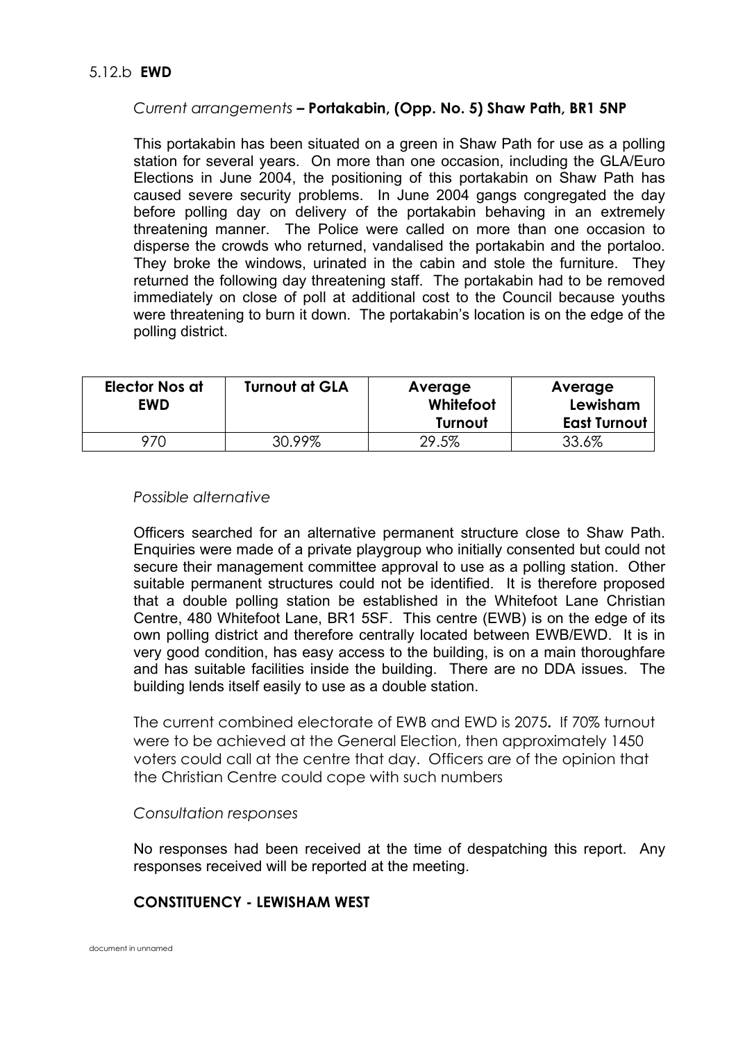### 5.12.b **EWD**

*Current arrangements* **– Portakabin, (Opp. No. 5) Shaw Path, BR1 5NP**

This portakabin has been situated on a green in Shaw Path for use as a polling station for several years. On more than one occasion, including the GLA/Euro Elections in June 2004, the positioning of this portakabin on Shaw Path has caused severe security problems. In June 2004 gangs congregated the day before polling day on delivery of the portakabin behaving in an extremely threatening manner. The Police were called on more than one occasion to disperse the crowds who returned, vandalised the portakabin and the portaloo. They broke the windows, urinated in the cabin and stole the furniture. They returned the following day threatening staff. The portakabin had to be removed immediately on close of poll at additional cost to the Council because youths were threatening to burn it down. The portakabin's location is on the edge of the polling district.

| Elector Nos at EWD | Turnout at GLA | Average Whitefoot Turnout | Average Lewisham East Turnout |
|---|---|---|---|
| 970 | 30.99% | 29.5% | 33.6% |

*Possible alternative*

Officers searched for an alternative permanent structure close to Shaw Path. Enquiries were made of a private playgroup who initially consented but could not secure their management committee approval to use as a polling station. Other suitable permanent structures could not be identified. It is therefore proposed that a double polling station be established in the Whitefoot Lane Christian Centre, 480 Whitefoot Lane, BR1 5SF. This centre (EWB) is on the edge of its own polling district and therefore centrally located between EWB/EWD. It is in very good condition, has easy access to the building, is on a main thoroughfare and has suitable facilities inside the building. There are no DDA issues. The building lends itself easily to use as a double station.

The current combined electorate of EWB and EWD is 2075**.** If 70% turnout were to be achieved at the General Election, then approximately 1450 voters could call at the centre that day**.** Officers are of the opinion that the Christian Centre could cope with such numbers

*Consultation responses*

No responses had been received at the time of despatching this report. Any responses received will be reported at the meeting.

**CONSTITUENCY - LEWISHAM WEST**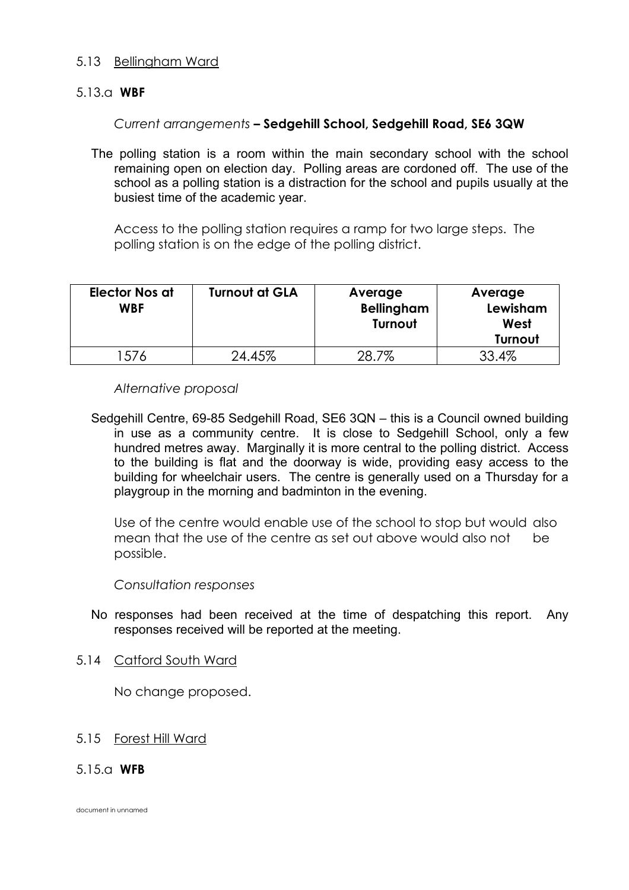5.13 Bellingham Ward

5.13.a **WBF**

*Current arrangements* **– Sedgehill School, Sedgehill Road, SE6 3QW**

The polling station is a room within the main secondary school with the school remaining open on election day. Polling areas are cordoned off. The use of the school as a polling station is a distraction for the school and pupils usually at the busiest time of the academic year.

Access to the polling station requires a ramp for two large steps. The polling station is on the edge of the polling district.

| Elector Nos at WBF | Turnout at GLA | Average Bellingham Turnout | Average Lewisham West Turnout |
|---|---|---|---|
| 1576 | 24.45% | 28.7% | 33.4% |

*Alternative proposal*

Sedgehill Centre, 69-85 Sedgehill Road, SE6 3QN – this is a Council owned building in use as a community centre. It is close to Sedgehill School, only a few hundred metres away. Marginally it is more central to the polling district. Access to the building is flat and the doorway is wide, providing easy access to the building for wheelchair users. The centre is generally used on a Thursday for a playgroup in the morning and badminton in the evening.

Use of the centre would enable use of the school to stop but would also mean that the use of the centre as set out above would also not be possible.

*Consultation responses*

No responses had been received at the time of despatching this report. Any responses received will be reported at the meeting.

5.14 Catford South Ward

No change proposed.

5.15 Forest Hill Ward

5.15.a **WFB**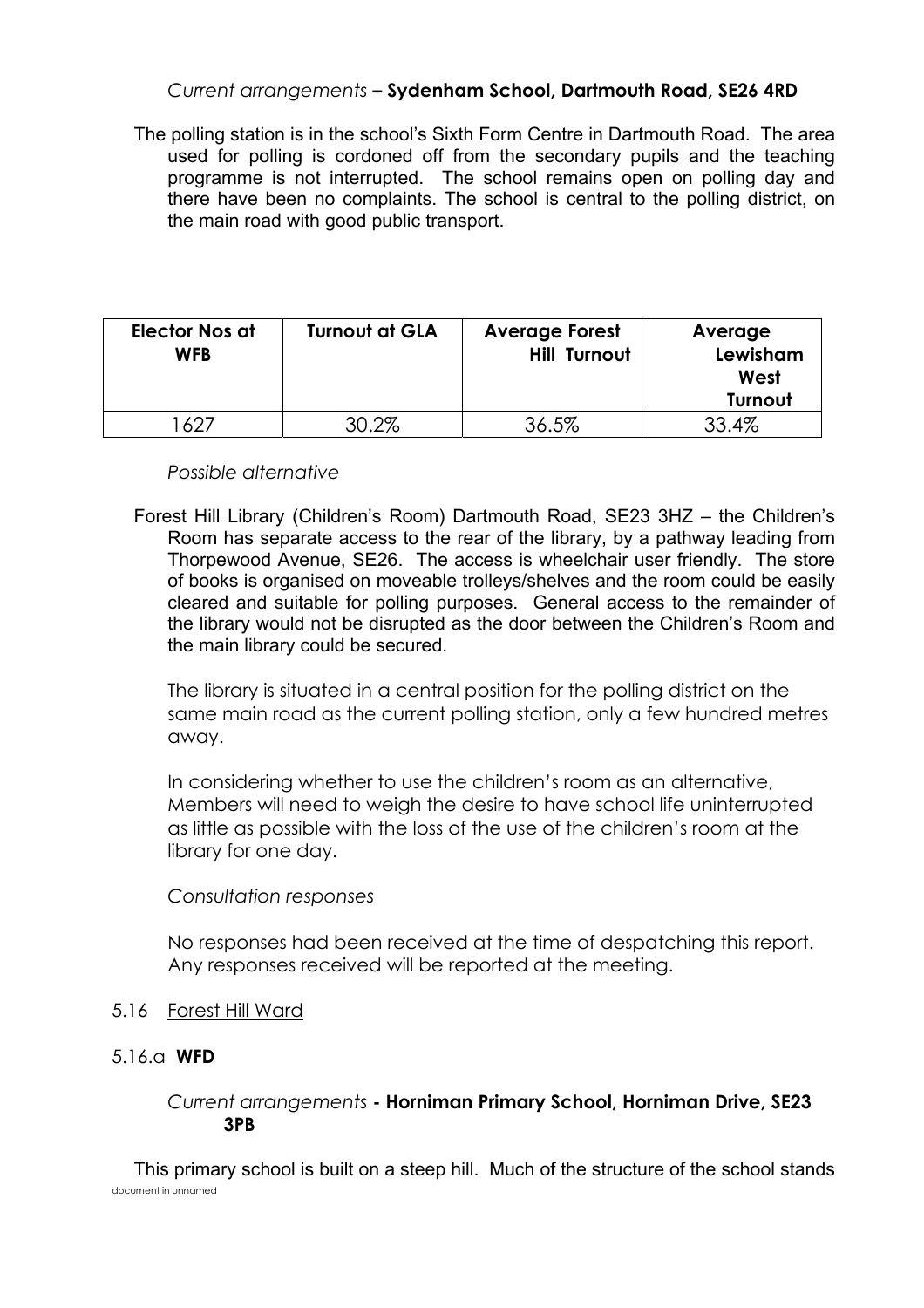*Current arrangements* **– Sydenham School, Dartmouth Road, SE26 4RD**

The polling station is in the school's Sixth Form Centre in Dartmouth Road. The area used for polling is cordoned off from the secondary pupils and the teaching programme is not interrupted. The school remains open on polling day and there have been no complaints. The school is central to the polling district, on the main road with good public transport.

| Elector Nos at WFB | Turnout at GLA | Average Forest Hill Turnout | Average Lewisham West Turnout |
|---|---|---|---|
| 1627 | 30.2% | 36.5% | 33.4% |

*Possible alternative*

Forest Hill Library (Children's Room) Dartmouth Road, SE23 3HZ – the Children's Room has separate access to the rear of the library, by a pathway leading from Thorpewood Avenue, SE26. The access is wheelchair user friendly. The store of books is organised on moveable trolleys/shelves and the room could be easily cleared and suitable for polling purposes. General access to the remainder of the library would not be disrupted as the door between the Children's Room and the main library could be secured.

The library is situated in a central position for the polling district on the same main road as the current polling station, only a few hundred metres away.

In considering whether to use the children's room as an alternative, Members will need to weigh the desire to have school life uninterrupted as little as possible with the loss of the use of the children's room at the library for one day.

*Consultation responses*

No responses had been received at the time of despatching this report. Any responses received will be reported at the meeting.

5.16 Forest Hill Ward

5.16.a **WFD**

*Current arrangements* **- Horniman Primary School, Horniman Drive, SE23 3PB**

This primary school is built on a steep hill. Much of the structure of the school stands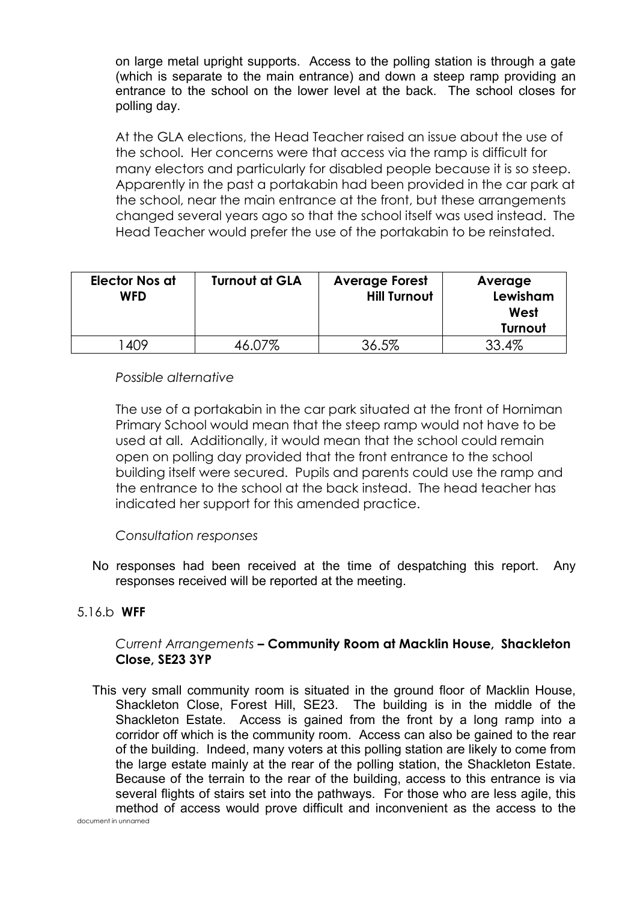on large metal upright supports. Access to the polling station is through a gate (which is separate to the main entrance) and down a steep ramp providing an entrance to the school on the lower level at the back. The school closes for polling day.

At the GLA elections, the Head Teacher raised an issue about the use of the school. Her concerns were that access via the ramp is difficult for many electors and particularly for disabled people because it is so steep. Apparently in the past a portakabin had been provided in the car park at the school, near the main entrance at the front, but these arrangements changed several years ago so that the school itself was used instead. The Head Teacher would prefer the use of the portakabin to be reinstated.

| Elector Nos at WFD | Turnout at GLA | Average Forest Hill Turnout | Average Lewisham West Turnout |
|---|---|---|---|
| 1409 | 46.07% | 36.5% | 33.4% |

*Possible alternative*

The use of a portakabin in the car park situated at the front of Horniman Primary School would mean that the steep ramp would not have to be used at all. Additionally, it would mean that the school could remain open on polling day provided that the front entrance to the school building itself were secured. Pupils and parents could use the ramp and the entrance to the school at the back instead. The head teacher has indicated her support for this amended practice.

*Consultation responses*

No responses had been received at the time of despatching this report. Any responses received will be reported at the meeting.

5.16.b **WFF**

*Current Arrangements* **– Community Room at Macklin House, Shackleton Close, SE23 3YP**

This very small community room is situated in the ground floor of Macklin House, Shackleton Close, Forest Hill, SE23. The building is in the middle of the Shackleton Estate. Access is gained from the front by a long ramp into a corridor off which is the community room. Access can also be gained to the rear of the building. Indeed, many voters at this polling station are likely to come from the large estate mainly at the rear of the polling station, the Shackleton Estate. Because of the terrain to the rear of the building, access to this entrance is via several flights of stairs set into the pathways. For those who are less agile, this method of access would prove difficult and inconvenient as the access to the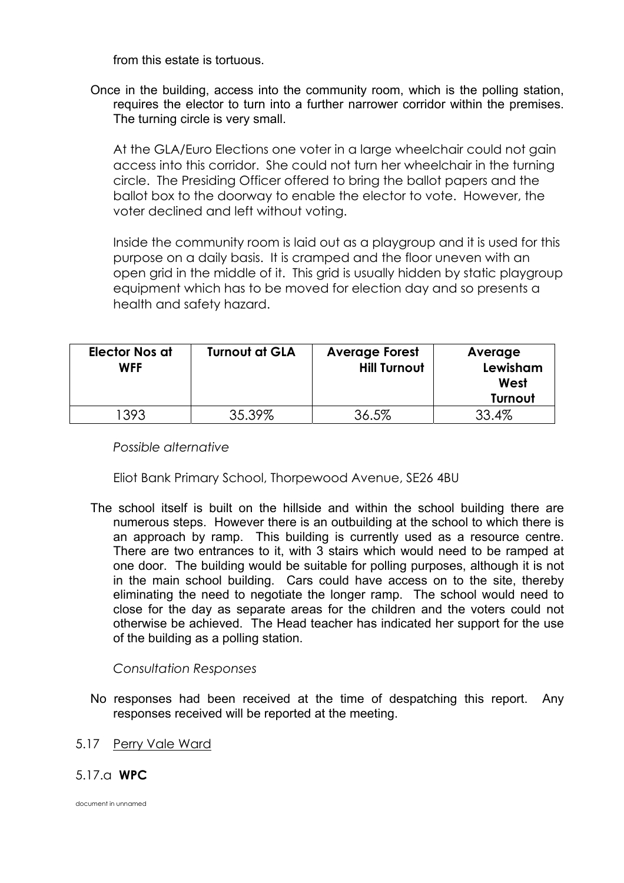from this estate is tortuous.

Once in the building, access into the community room, which is the polling station, requires the elector to turn into a further narrower corridor within the premises. The turning circle is very small.

At the GLA/Euro Elections one voter in a large wheelchair could not gain access into this corridor. She could not turn her wheelchair in the turning circle. The Presiding Officer offered to bring the ballot papers and the ballot box to the doorway to enable the elector to vote. However, the voter declined and left without voting.

Inside the community room is laid out as a playgroup and it is used for this purpose on a daily basis. It is cramped and the floor uneven with an open grid in the middle of it. This grid is usually hidden by static playgroup equipment which has to be moved for election day and so presents a health and safety hazard.

| Elector Nos at WFF | Turnout at GLA | Average Forest Hill Turnout | Average Lewisham West Turnout |
|---|---|---|---|
| 1393 | 35.39% | 36.5% | 33.4% |

*Possible alternative*

Eliot Bank Primary School, Thorpewood Avenue, SE26 4BU

The school itself is built on the hillside and within the school building there are numerous steps. However there is an outbuilding at the school to which there is an approach by ramp. This building is currently used as a resource centre. There are two entrances to it, with 3 stairs which would need to be ramped at one door. The building would be suitable for polling purposes, although it is not in the main school building. Cars could have access on to the site, thereby eliminating the need to negotiate the longer ramp. The school would need to close for the day as separate areas for the children and the voters could not otherwise be achieved. The Head teacher has indicated her support for the use of the building as a polling station.

*Consultation Responses*

No responses had been received at the time of despatching this report. Any responses received will be reported at the meeting.

5.17 Perry Vale Ward

5.17.a **WPC**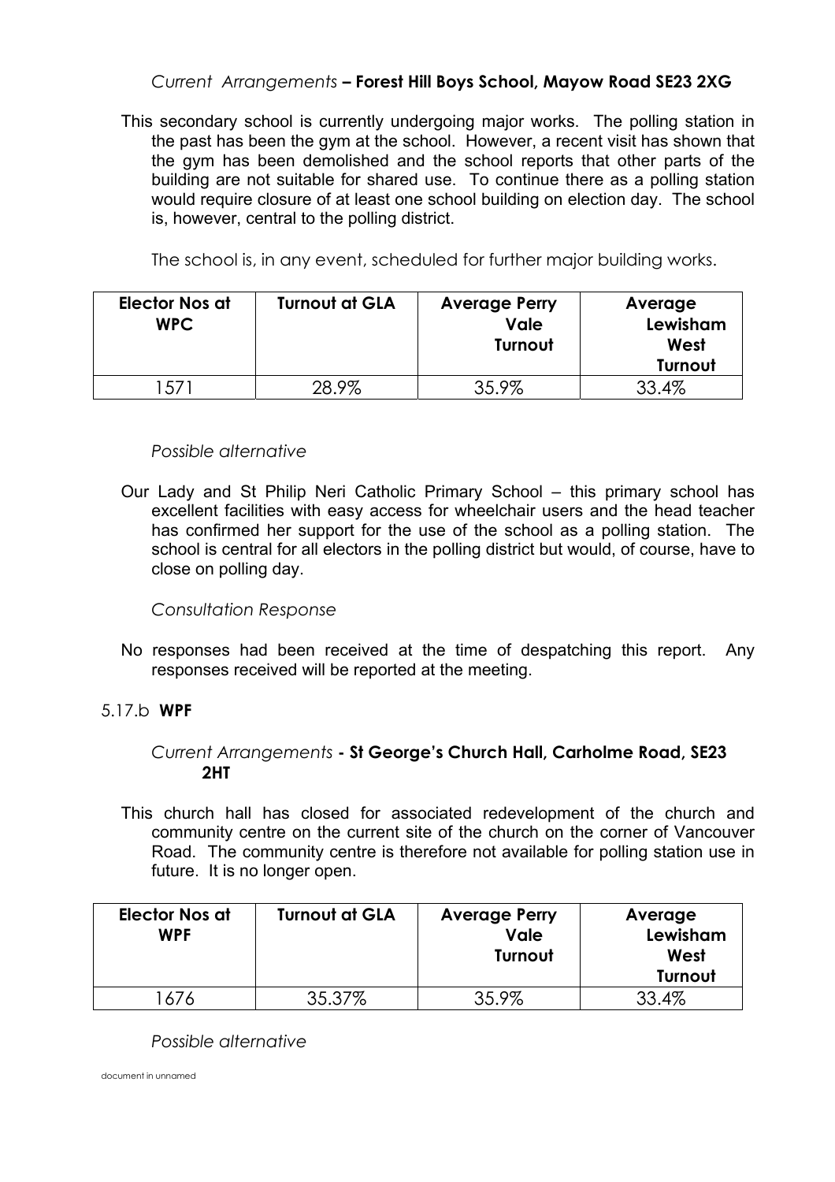*Current Arrangements* **– Forest Hill Boys School, Mayow Road SE23 2XG**

This secondary school is currently undergoing major works. The polling station in the past has been the gym at the school. However, a recent visit has shown that the gym has been demolished and the school reports that other parts of the building are not suitable for shared use. To continue there as a polling station would require closure of at least one school building on election day. The school is, however, central to the polling district.

The school is, in any event, scheduled for further major building works.

| Elector Nos at WPC | Turnout at GLA | Average Perry Vale Turnout | Average Lewisham West Turnout |
|---|---|---|---|
| 1571 | 28.9% | 35.9% | 33.4% |

*Possible alternative*

Our Lady and St Philip Neri Catholic Primary School – this primary school has excellent facilities with easy access for wheelchair users and the head teacher has confirmed her support for the use of the school as a polling station. The school is central for all electors in the polling district but would, of course, have to close on polling day.

*Consultation Response*

No responses had been received at the time of despatching this report. Any responses received will be reported at the meeting.

5.17.b **WPF**

*Current Arrangements* **- St George's Church Hall, Carholme Road, SE23 2HT**

This church hall has closed for associated redevelopment of the church and community centre on the current site of the church on the corner of Vancouver Road. The community centre is therefore not available for polling station use in future. It is no longer open.

| Elector Nos at WPF | Turnout at GLA | Average Perry Vale Turnout | Average Lewisham West Turnout |
|---|---|---|---|
| 1676 | 35.37% | 35.9% | 33.4% |

*Possible alternative*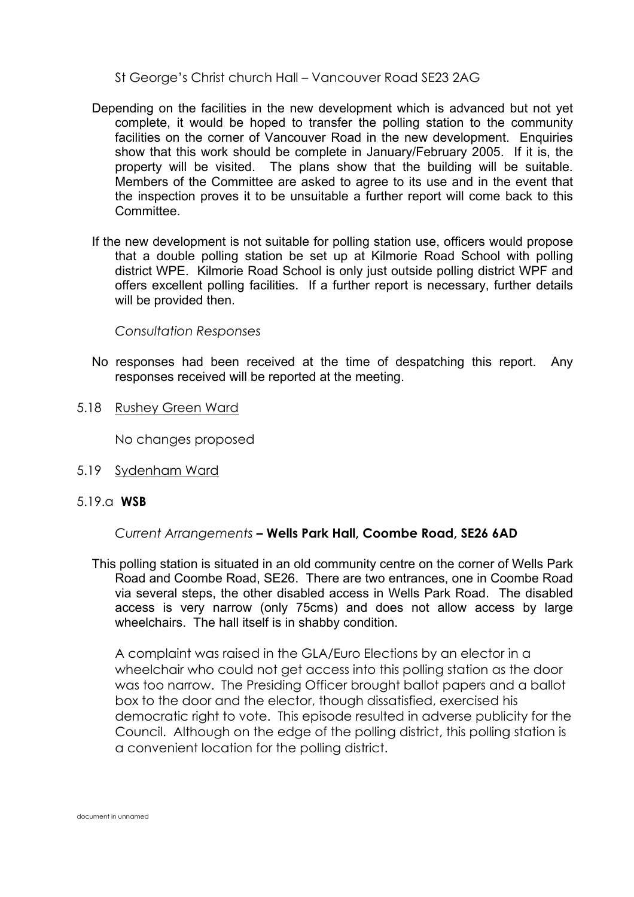St George's Christ church Hall – Vancouver Road SE23 2AG

Depending on the facilities in the new development which is advanced but not yet complete, it would be hoped to transfer the polling station to the community facilities on the corner of Vancouver Road in the new development. Enquiries show that this work should be complete in January/February 2005. If it is, the property will be visited. The plans show that the building will be suitable. Members of the Committee are asked to agree to its use and in the event that the inspection proves it to be unsuitable a further report will come back to this Committee.

If the new development is not suitable for polling station use, officers would propose that a double polling station be set up at Kilmorie Road School with polling district WPE. Kilmorie Road School is only just outside polling district WPF and offers excellent polling facilities. If a further report is necessary, further details will be provided then.

*Consultation Responses*

No responses had been received at the time of despatching this report. Any responses received will be reported at the meeting.

5.18 <u>Rushey Green Ward</u>

No changes proposed

5.19 <u>Sydenham Ward</u>

5.19.a **WSB**

*Current Arrangements* **– Wells Park Hall, Coombe Road, SE26 6AD**

This polling station is situated in an old community centre on the corner of Wells Park Road and Coombe Road, SE26. There are two entrances, one in Coombe Road via several steps, the other disabled access in Wells Park Road. The disabled access is very narrow (only 75cms) and does not allow access by large wheelchairs. The hall itself is in shabby condition.

A complaint was raised in the GLA/Euro Elections by an elector in a wheelchair who could not get access into this polling station as the door was too narrow. The Presiding Officer brought ballot papers and a ballot box to the door and the elector, though dissatisfied, exercised his democratic right to vote. This episode resulted in adverse publicity for the Council. Although on the edge of the polling district, this polling station is a convenient location for the polling district.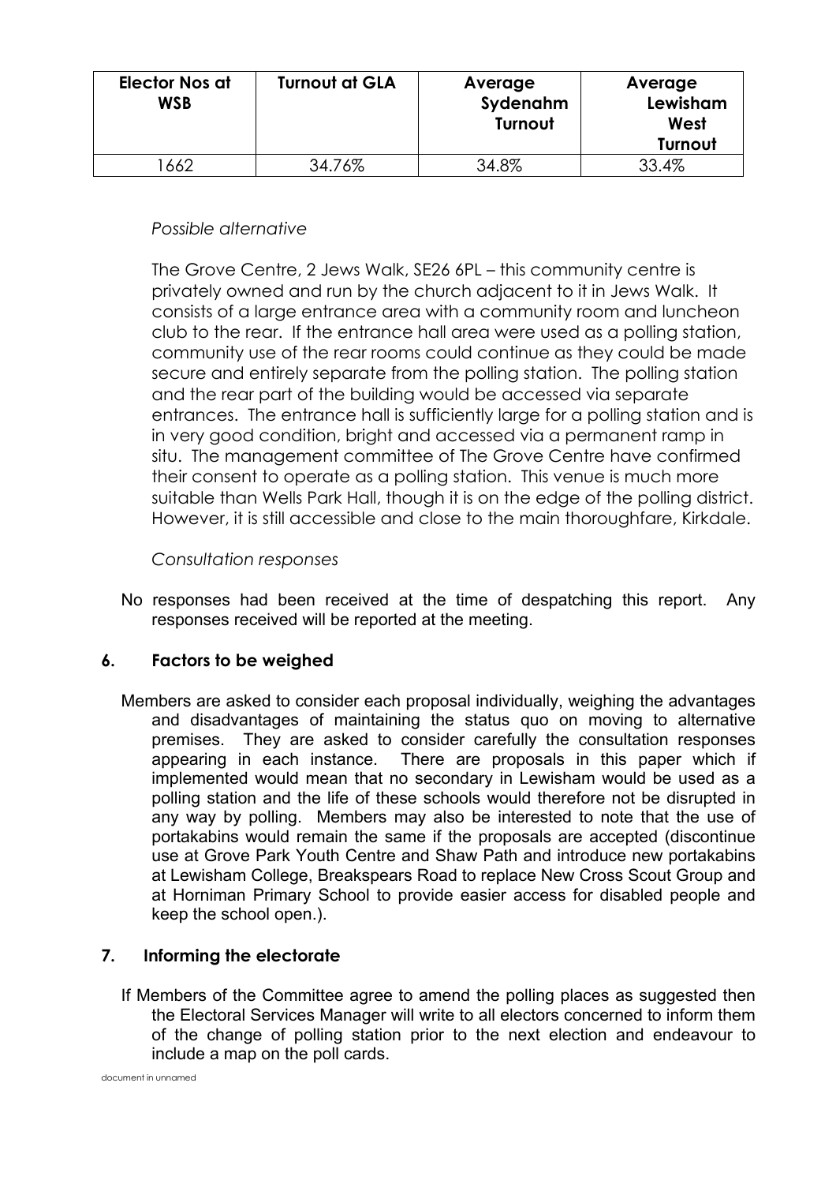| Elector Nos at WSB | Turnout at GLA | Average Sydenahm Turnout | Average Lewisham West Turnout |
|---|---|---|---|
| 1662 | 34.76% | 34.8% | 33.4% |

*Possible alternative*

The Grove Centre, 2 Jews Walk, SE26 6PL – this community centre is privately owned and run by the church adjacent to it in Jews Walk. It consists of a large entrance area with a community room and luncheon club to the rear. If the entrance hall area were used as a polling station, community use of the rear rooms could continue as they could be made secure and entirely separate from the polling station. The polling station and the rear part of the building would be accessed via separate entrances. The entrance hall is sufficiently large for a polling station and is in very good condition, bright and accessed via a permanent ramp in situ. The management committee of The Grove Centre have confirmed their consent to operate as a polling station. This venue is much more suitable than Wells Park Hall, though it is on the edge of the polling district. However, it is still accessible and close to the main thoroughfare, Kirkdale.

*Consultation responses*

No responses had been received at the time of despatching this report. Any responses received will be reported at the meeting.

## 6. Factors to be weighed

Members are asked to consider each proposal individually, weighing the advantages and disadvantages of maintaining the status quo on moving to alternative premises. They are asked to consider carefully the consultation responses appearing in each instance. There are proposals in this paper which if implemented would mean that no secondary in Lewisham would be used as a polling station and the life of these schools would therefore not be disrupted in any way by polling. Members may also be interested to note that the use of portakabins would remain the same if the proposals are accepted (discontinue use at Grove Park Youth Centre and Shaw Path and introduce new portakabins at Lewisham College, Breakspears Road to replace New Cross Scout Group and at Horniman Primary School to provide easier access for disabled people and keep the school open.).

## 7. Informing the electorate

If Members of the Committee agree to amend the polling places as suggested then the Electoral Services Manager will write to all electors concerned to inform them of the change of polling station prior to the next election and endeavour to include a map on the poll cards.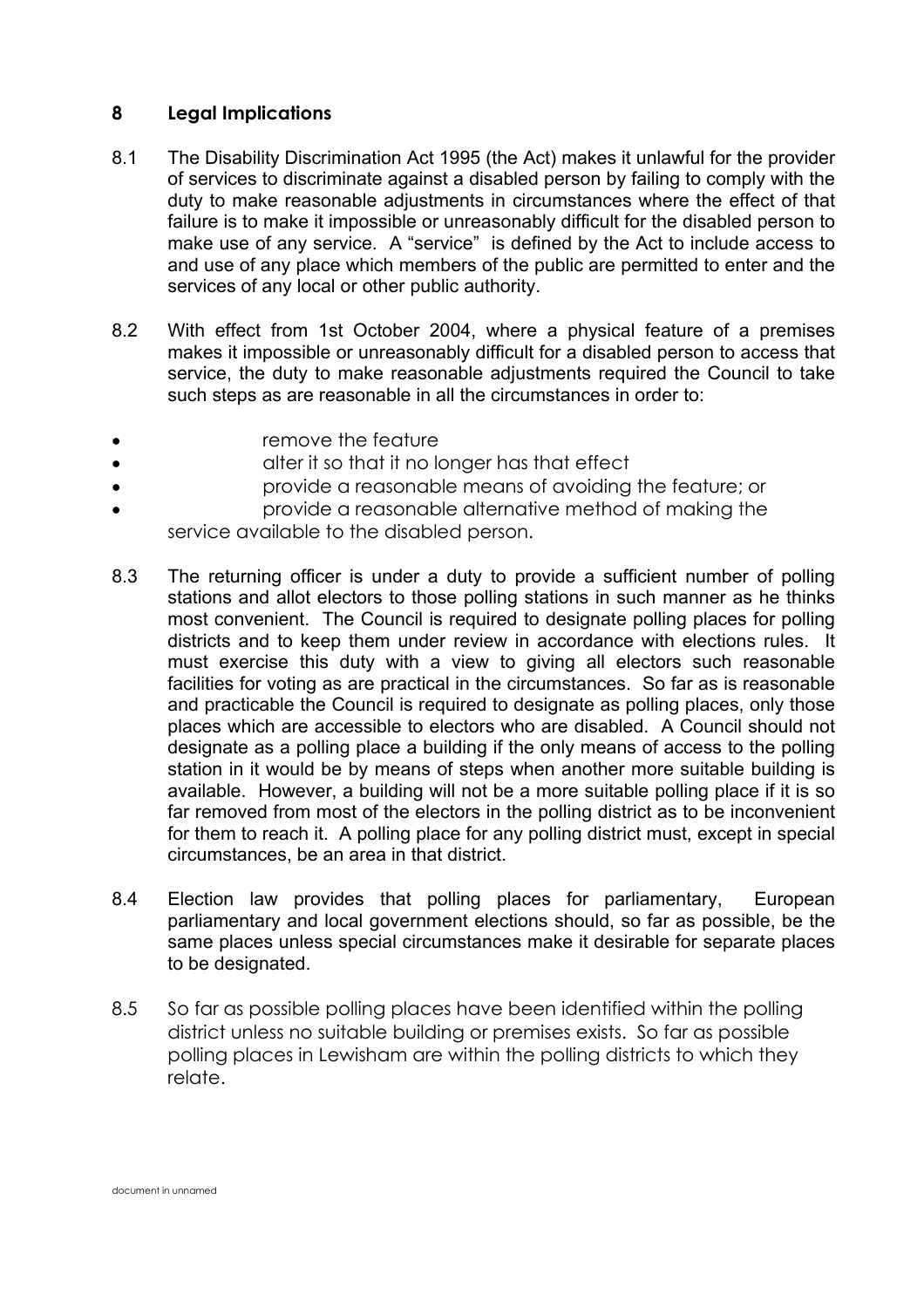## 8 Legal Implications

8.1 The Disability Discrimination Act 1995 (the Act) makes it unlawful for the provider of services to discriminate against a disabled person by failing to comply with the duty to make reasonable adjustments in circumstances where the effect of that failure is to make it impossible or unreasonably difficult for the disabled person to make use of any service. A "service" is defined by the Act to include access to and use of any place which members of the public are permitted to enter and the services of any local or other public authority.

8.2 With effect from 1st October 2004, where a physical feature of a premises makes it impossible or unreasonably difficult for a disabled person to access that service, the duty to make reasonable adjustments required the Council to take such steps as are reasonable in all the circumstances in order to:

- remove the feature
- alter it so that it no longer has that effect
- provide a reasonable means of avoiding the feature; or
- provide a reasonable alternative method of making the service available to the disabled person.

8.3 The returning officer is under a duty to provide a sufficient number of polling stations and allot electors to those polling stations in such manner as he thinks most convenient. The Council is required to designate polling places for polling districts and to keep them under review in accordance with elections rules. It must exercise this duty with a view to giving all electors such reasonable facilities for voting as are practical in the circumstances. So far as is reasonable and practicable the Council is required to designate as polling places, only those places which are accessible to electors who are disabled. A Council should not designate as a polling place a building if the only means of access to the polling station in it would be by means of steps when another more suitable building is available. However, a building will not be a more suitable polling place if it is so far removed from most of the electors in the polling district as to be inconvenient for them to reach it. A polling place for any polling district must, except in special circumstances, be an area in that district.

8.4 Election law provides that polling places for parliamentary, European parliamentary and local government elections should, so far as possible, be the same places unless special circumstances make it desirable for separate places to be designated.

8.5 So far as possible polling places have been identified within the polling district unless no suitable building or premises exists. So far as possible polling places in Lewisham are within the polling districts to which they relate.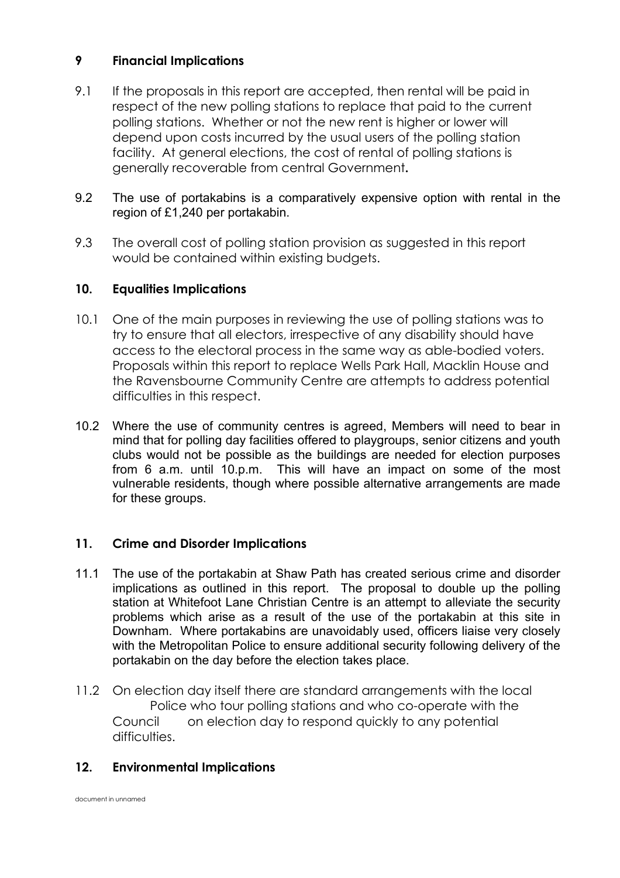## 9 Financial Implications

9.1 If the proposals in this report are accepted, then rental will be paid in respect of the new polling stations to replace that paid to the current polling stations. Whether or not the new rent is higher or lower will depend upon costs incurred by the usual users of the polling station facility. At general elections, the cost of rental of polling stations is generally recoverable from central Government**.**

9.2 The use of portakabins is a comparatively expensive option with rental in the region of £1,240 per portakabin.

9.3 The overall cost of polling station provision as suggested in this report would be contained within existing budgets.

## 10. Equalities Implications

10.1 One of the main purposes in reviewing the use of polling stations was to try to ensure that all electors, irrespective of any disability should have access to the electoral process in the same way as able-bodied voters. Proposals within this report to replace Wells Park Hall, Macklin House and the Ravensbourne Community Centre are attempts to address potential difficulties in this respect.

10.2 Where the use of community centres is agreed, Members will need to bear in mind that for polling day facilities offered to playgroups, senior citizens and youth clubs would not be possible as the buildings are needed for election purposes from 6 a.m. until 10.p.m. This will have an impact on some of the most vulnerable residents, though where possible alternative arrangements are made for these groups.

## 11. Crime and Disorder Implications

11.1 The use of the portakabin at Shaw Path has created serious crime and disorder implications as outlined in this report. The proposal to double up the polling station at Whitefoot Lane Christian Centre is an attempt to alleviate the security problems which arise as a result of the use of the portakabin at this site in Downham. Where portakabins are unavoidably used, officers liaise very closely with the Metropolitan Police to ensure additional security following delivery of the portakabin on the day before the election takes place.

11.2 On election day itself there are standard arrangements with the local Police who tour polling stations and who co-operate with the Council on election day to respond quickly to any potential difficulties.

## 12. Environmental Implications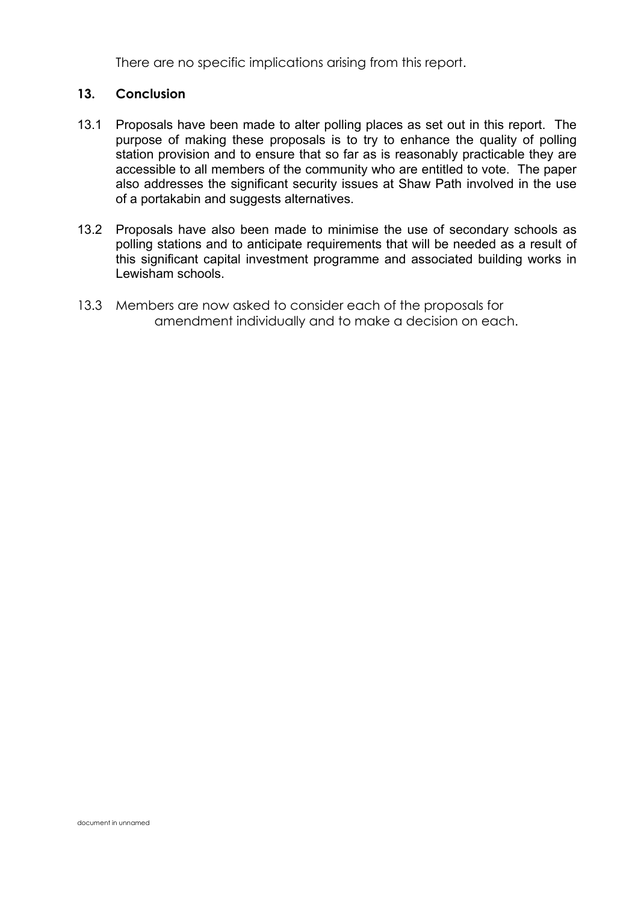There are no specific implications arising from this report.

## 13. Conclusion

13.1 Proposals have been made to alter polling places as set out in this report. The purpose of making these proposals is to try to enhance the quality of polling station provision and to ensure that so far as is reasonably practicable they are accessible to all members of the community who are entitled to vote. The paper also addresses the significant security issues at Shaw Path involved in the use of a portakabin and suggests alternatives.

13.2 Proposals have also been made to minimise the use of secondary schools as polling stations and to anticipate requirements that will be needed as a result of this significant capital investment programme and associated building works in Lewisham schools.

13.3 Members are now asked to consider each of the proposals for amendment individually and to make a decision on each.

document in unnamed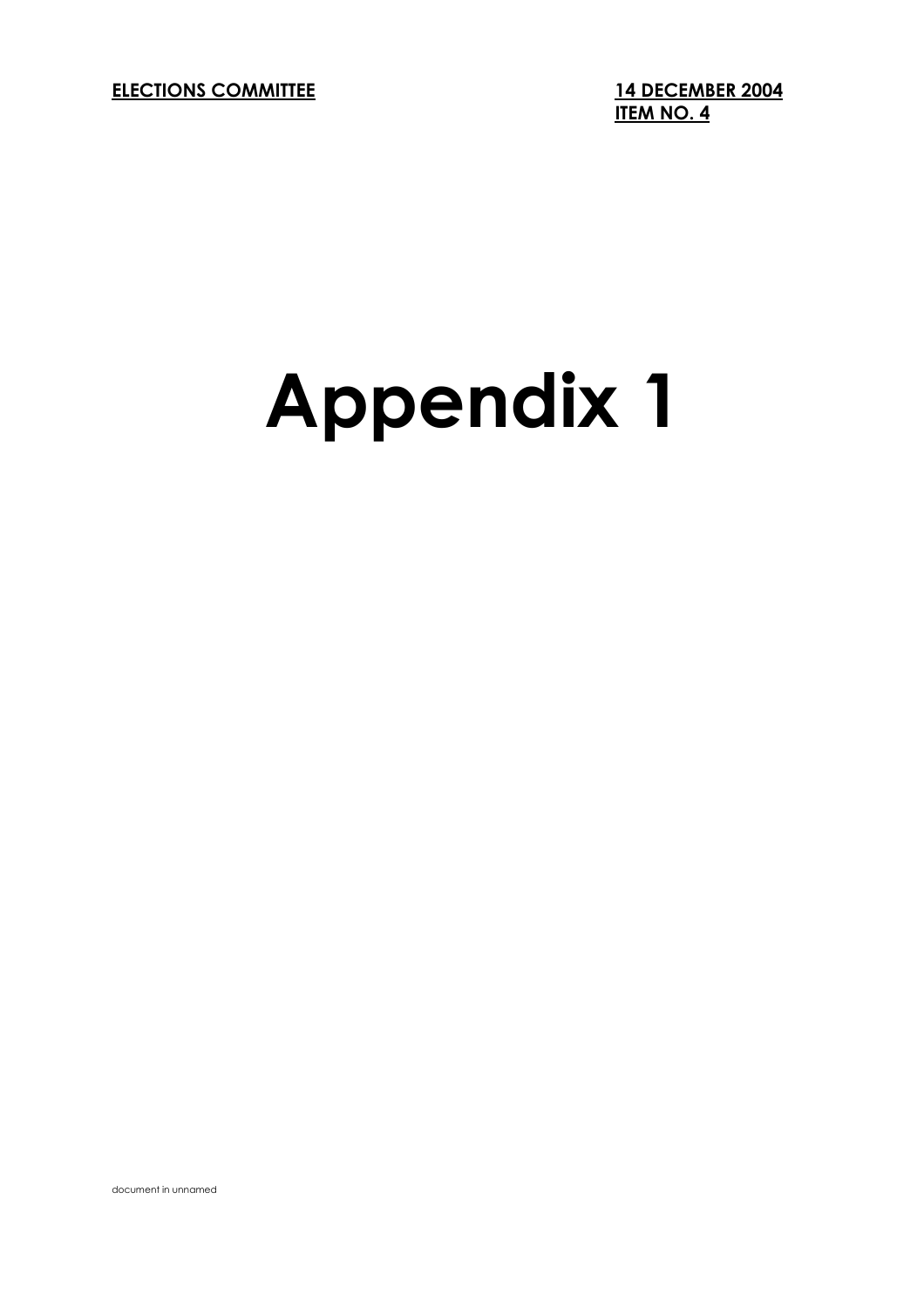**ELECTIONS COMMITTEE** **14 DECEMBER 2004**
**ITEM NO. 4**

# Appendix 1

document in unnamed